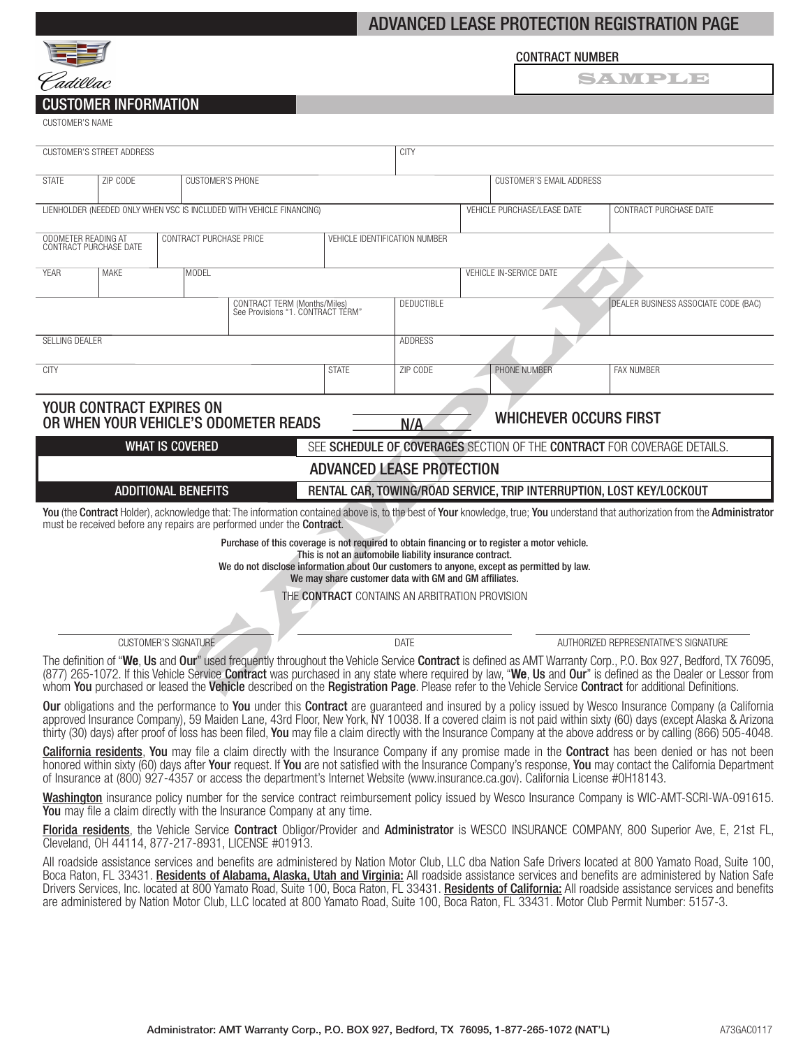# ADVANCED LEASE PROTECTION REGISTRATION PAGE

Cadillac

CONTRACT NUMBER

SAMPLE

## CUSTOMER INFORMATION

| CUSTOMER'S NAME | | | | | |
|---|---|---|---|---|---|
| CUSTOMER'S STREET ADDRESS | | | CITY | | |
| STATE | ZIP CODE | CUSTOMER'S PHONE | | CUSTOMER'S EMAIL ADDRESS | |
| LIENHOLDER (NEEDED ONLY WHEN VSC IS INCLUDED WITH VEHICLE FINANCING) | | | | VEHICLE PURCHASE/LEASE DATE | CONTRACT PURCHASE DATE |
| ODOMETER READING AT CONTRACT PURCHASE DATE | CONTRACT PURCHASE PRICE | VEHICLE IDENTIFICATION NUMBER | | | |
| YEAR | MAKE | MODEL | | VEHICLE IN-SERVICE DATE | |
| | | CONTRACT TERM (Months/Miles) See Provisions "1. CONTRACT TERM" | DEDUCTIBLE | | DEALER BUSINESS ASSOCIATE CODE (BAC) |
| SELLING DEALER | | | ADDRESS | | |
| CITY | | STATE | ZIP CODE | PHONE NUMBER | FAX NUMBER |

**YOUR CONTRACT EXPIRES ON OR WHEN YOUR VEHICLE'S ODOMETER READS** N/A **WHICHEVER OCCURS FIRST**

| WHAT IS COVERED | SEE **SCHEDULE OF COVERAGES** SECTION OF THE **CONTRACT** FOR COVERAGE DETAILS. |
|---|---|
| | ADVANCED LEASE PROTECTION |
| ADDITIONAL BENEFITS | RENTAL CAR, TOWING/ROAD SERVICE, TRIP INTERRUPTION, LOST KEY/LOCKOUT |

**You** (the **Contract** Holder), acknowledge that: The information contained above is, to the best of **Your** knowledge, true; **You** understand that authorization from the **Administrator** must be received before any repairs are performed under the **Contract**.

**Purchase of this coverage is not required to obtain financing or to register a motor vehicle.**
**This is not an automobile liability insurance contract.**
**We do not disclose information about Our customers to anyone, except as permitted by law.**
**We may share customer data with GM and GM affiliates.**

THE **CONTRACT** CONTAINS AN ARBITRATION PROVISION

| CUSTOMER'S SIGNATURE | DATE | AUTHORIZED REPRESENTATIVE'S SIGNATURE |
|---|---|---|

The definition of "**We**, **Us** and **Our**" used frequently throughout the Vehicle Service **Contract** is defined as AMT Warranty Corp., P.O. Box 927, Bedford, TX 76095, (877) 265-1072. If this Vehicle Service **Contract** was purchased in any state where required by law, "**We**, **Us** and **Our**" is defined as the Dealer or Lessor from whom **You** purchased or leased the **Vehicle** described on the **Registration Page**. Please refer to the Vehicle Service **Contract** for additional Definitions.

**Our** obligations and the performance to **You** under this **Contract** are guaranteed and insured by a policy issued by Wesco Insurance Company (a California approved Insurance Company), 59 Maiden Lane, 43rd Floor, New York, NY 10038. If a covered claim is not paid within sixty (60) days (except Alaska & Arizona thirty (30) days) after proof of loss has been filed, **You** may file a claim directly with the Insurance Company at the above address or by calling (866) 505-4048.

**California residents**, **You** may file a claim directly with the Insurance Company if any promise made in the **Contract** has been denied or has not been honored within sixty (60) days after **Your** request. If **You** are not satisfied with the Insurance Company's response, **You** may contact the California Department of Insurance at (800) 927-4357 or access the department's Internet Website (www.insurance.ca.gov). California License #0H18143.

**Washington** insurance policy number for the service contract reimbursement policy issued by Wesco Insurance Company is WIC-AMT-SCRI-WA-091615. **You** may file a claim directly with the Insurance Company at any time.

**Florida residents**, the Vehicle Service **Contract** Obligor/Provider and **Administrator** is WESCO INSURANCE COMPANY, 800 Superior Ave, E, 21st FL, Cleveland, OH 44114, 877-217-8931, LICENSE #01913.

All roadside assistance services and benefits are administered by Nation Motor Club, LLC dba Nation Safe Drivers located at 800 Yamato Road, Suite 100, Boca Raton, FL 33431. **Residents of Alabama, Alaska, Utah and Virginia:** All roadside assistance services and benefits are administered by Nation Safe Drivers Services, Inc. located at 800 Yamato Road, Suite 100, Boca Raton, FL 33431. **Residents of California:** All roadside assistance services and benefits are administered by Nation Motor Club, LLC located at 800 Yamato Road, Suite 100, Boca Raton, FL 33431. Motor Club Permit Number: 5157-3.

**Administrator: AMT Warranty Corp., P.O. BOX 927, Bedford, TX 76095, 1-877-265-1072 (NAT'L)**

A73GAC0117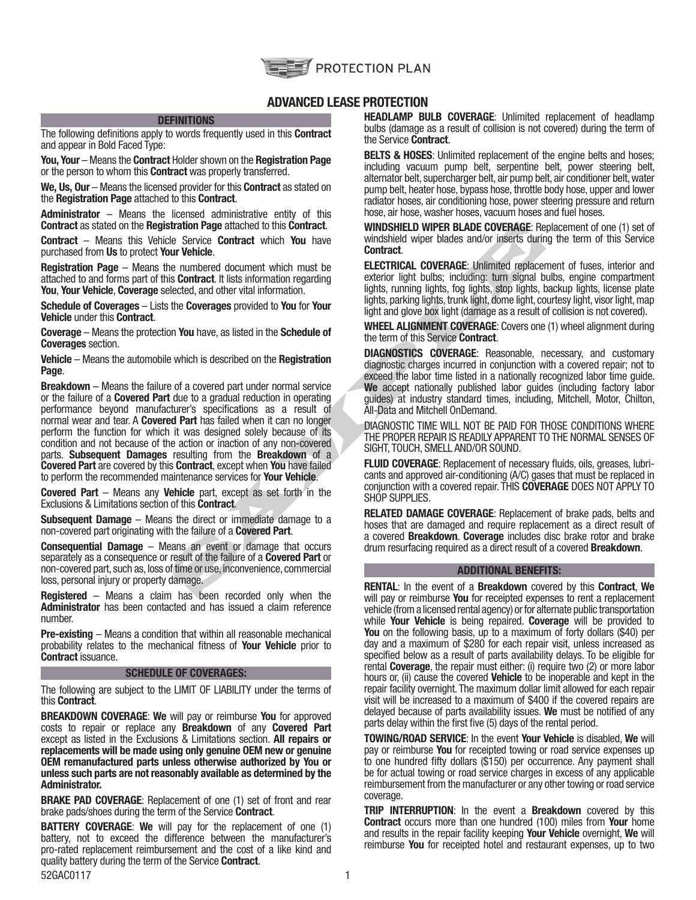PROTECTION PLAN

# ADVANCED LEASE PROTECTION

## DEFINITIONS

The following definitions apply to words frequently used in this **Contract** and appear in Bold Faced Type:

**You, Your** – Means the **Contract** Holder shown on the **Registration Page** or the person to whom this **Contract** was properly transferred.

**We, Us, Our** – Means the licensed provider for this **Contract** as stated on the **Registration Page** attached to this **Contract**.

**Administrator** – Means the licensed administrative entity of this **Contract** as stated on the **Registration Page** attached to this **Contract**.

**Contract** – Means this Vehicle Service **Contract** which **You** have purchased from **Us** to protect **Your Vehicle**.

**Registration Page** – Means the numbered document which must be attached to and forms part of this **Contract**. It lists information regarding **You**, **Your Vehicle**, **Coverage** selected, and other vital information.

**Schedule of Coverages** – Lists the **Coverages** provided to **You** for **Your Vehicle** under this **Contract**.

**Coverage** – Means the protection **You** have, as listed in the **Schedule of Coverages** section.

**Vehicle** – Means the automobile which is described on the **Registration Page**.

**Breakdown** – Means the failure of a covered part under normal service or the failure of a **Covered Part** due to a gradual reduction in operating performance beyond manufacturer's specifications as a result of normal wear and tear. A **Covered Part** has failed when it can no longer perform the function for which it was designed solely because of its condition and not because of the action or inaction of any non-covered parts. **Subsequent Damages** resulting from the **Breakdown** of a **Covered Part** are covered by this **Contract**, except when **You** have failed to perform the recommended maintenance services for **Your Vehicle**.

**Covered Part** – Means any **Vehicle** part, except as set forth in the Exclusions & Limitations section of this **Contract**.

**Subsequent Damage** – Means the direct or immediate damage to a non-covered part originating with the failure of a **Covered Part**.

**Consequential Damage** – Means an event or damage that occurs separately as a consequence or result of the failure of a **Covered Part** or non-covered part, such as, loss of time or use, inconvenience, commercial loss, personal injury or property damage.

**Registered** – Means a claim has been recorded only when the **Administrator** has been contacted and has issued a claim reference number.

**Pre-existing** – Means a condition that within all reasonable mechanical probability relates to the mechanical fitness of **Your Vehicle** prior to **Contract** issuance.

## SCHEDULE OF COVERAGES:

The following are subject to the LIMIT OF LIABILITY under the terms of this **Contract**.

**BREAKDOWN COVERAGE**: **We** will pay or reimburse **You** for approved costs to repair or replace any **Breakdown** of any **Covered Part** except as listed in the Exclusions & Limitations section. **All repairs or replacements will be made using only genuine OEM new or genuine OEM remanufactured parts unless otherwise authorized by You or unless such parts are not reasonably available as determined by the Administrator.**

**BRAKE PAD COVERAGE**: Replacement of one (1) set of front and rear brake pads/shoes during the term of the Service **Contract**.

**BATTERY COVERAGE**: **We** will pay for the replacement of one (1) battery, not to exceed the difference between the manufacturer's pro-rated replacement reimbursement and the cost of a like kind and quality battery during the term of the Service **Contract**.

**HEADLAMP BULB COVERAGE**: Unlimited replacement of headlamp bulbs (damage as a result of collision is not covered) during the term of the Service **Contract**.

**BELTS & HOSES**: Unlimited replacement of the engine belts and hoses; including vacuum pump belt, serpentine belt, power steering belt, alternator belt, supercharger belt, air pump belt, air conditioner belt, water pump belt, heater hose, bypass hose, throttle body hose, upper and lower radiator hoses, air conditioning hose, power steering pressure and return hose, air hose, washer hoses, vacuum hoses and fuel hoses.

**WINDSHIELD WIPER BLADE COVERAGE**: Replacement of one (1) set of windshield wiper blades and/or inserts during the term of this Service **Contract**.

**ELECTRICAL COVERAGE**: Unlimited replacement of fuses, interior and exterior light bulbs; including: turn signal bulbs, engine compartment lights, running lights, fog lights, stop lights, backup lights, license plate lights, parking lights, trunk light, dome light, courtesy light, visor light, map light and glove box light (damage as a result of collision is not covered).

**WHEEL ALIGNMENT COVERAGE**: Covers one (1) wheel alignment during the term of this Service **Contract**.

**DIAGNOSTICS COVERAGE**: Reasonable, necessary, and customary diagnostic charges incurred in conjunction with a covered repair; not to exceed the labor time listed in a nationally recognized labor time guide. **We** accept nationally published labor guides (including factory labor guides) at industry standard times, including, Mitchell, Motor, Chilton, All-Data and Mitchell OnDemand.

DIAGNOSTIC TIME WILL NOT BE PAID FOR THOSE CONDITIONS WHERE THE PROPER REPAIR IS READILY APPARENT TO THE NORMAL SENSES OF SIGHT, TOUCH, SMELL AND/OR SOUND.

**FLUID COVERAGE**: Replacement of necessary fluids, oils, greases, lubricants and approved air-conditioning (A/C) gases that must be replaced in conjunction with a covered repair. THIS **COVERAGE** DOES NOT APPLY TO SHOP SUPPLIES.

**RELATED DAMAGE COVERAGE**: Replacement of brake pads, belts and hoses that are damaged and require replacement as a direct result of a covered **Breakdown**. **Coverage** includes disc brake rotor and brake drum resurfacing required as a direct result of a covered **Breakdown**.

## ADDITIONAL BENEFITS:

**RENTAL**: In the event of a **Breakdown** covered by this **Contract**, **We** will pay or reimburse **You** for receipted expenses to rent a replacement vehicle (from a licensed rental agency) or for alternate public transportation while **Your Vehicle** is being repaired. **Coverage** will be provided to **You** on the following basis, up to a maximum of forty dollars ($40) per day and a maximum of $280 for each repair visit, unless increased as specified below as a result of parts availability delays. To be eligible for rental **Coverage**, the repair must either: (i) require two (2) or more labor hours or, (ii) cause the covered **Vehicle** to be inoperable and kept in the repair facility overnight. The maximum dollar limit allowed for each repair visit will be increased to a maximum of $400 if the covered repairs are delayed because of parts availability issues. **We** must be notified of any parts delay within the first five (5) days of the rental period.

**TOWING/ROAD SERVICE**: In the event **Your Vehicle** is disabled, **We** will pay or reimburse **You** for receipted towing or road service expenses up to one hundred fifty dollars ($150) per occurrence. Any payment shall be for actual towing or road service charges in excess of any applicable reimbursement from the manufacturer or any other towing or road service coverage.

**TRIP INTERRUPTION**: In the event a **Breakdown** covered by this **Contract** occurs more than one hundred (100) miles from **Your** home and results in the repair facility keeping **Your Vehicle** overnight, **We** will reimburse **You** for receipted hotel and restaurant expenses, up to two

52GAC0117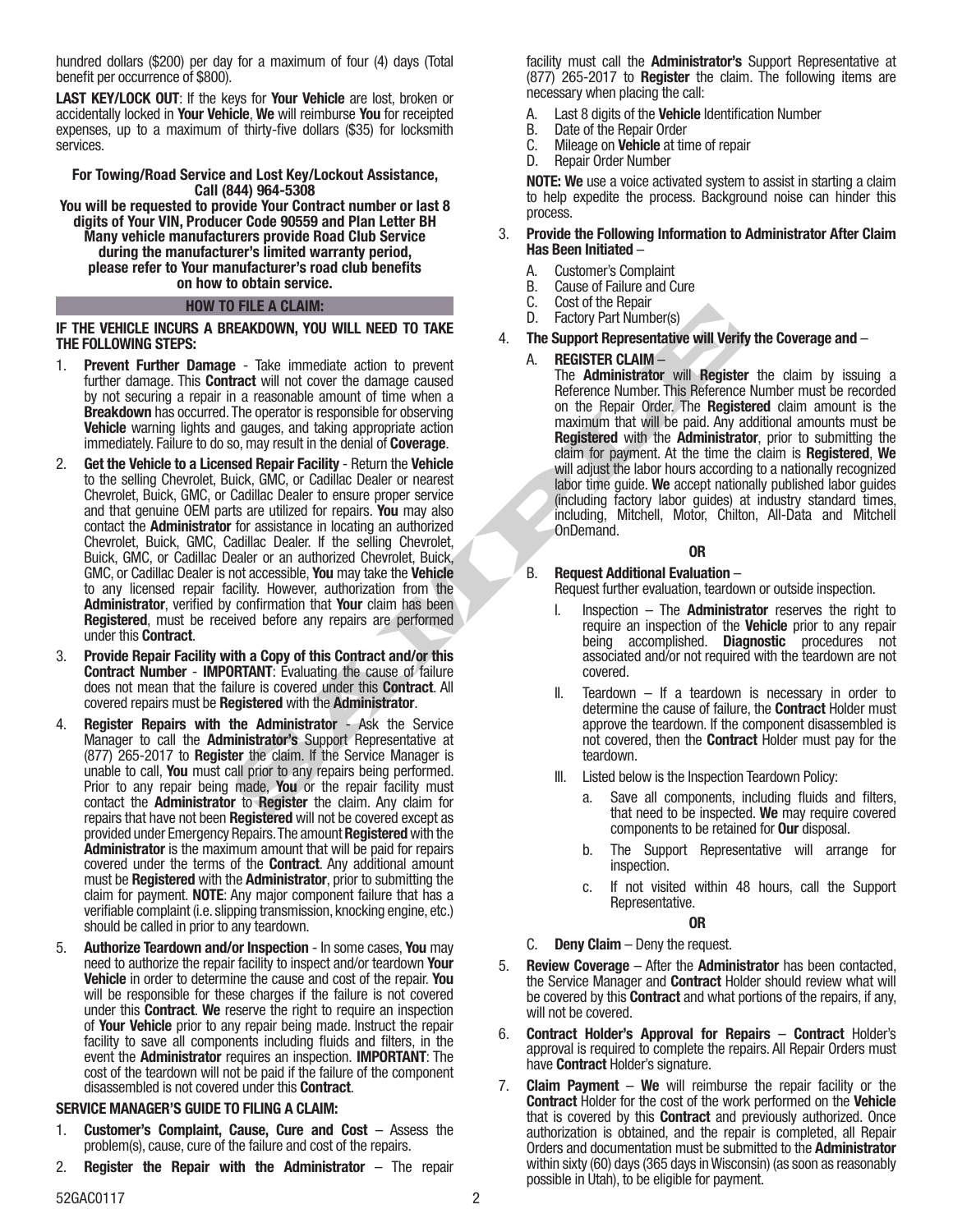hundred dollars ($200) per day for a maximum of four (4) days (Total benefit per occurrence of $800).

**LAST KEY/LOCK OUT**: If the keys for **Your Vehicle** are lost, broken or accidentally locked in **Your Vehicle**, **We** will reimburse **You** for receipted expenses, up to a maximum of thirty-five dollars ($35) for locksmith services.

**For Towing/Road Service and Lost Key/Lockout Assistance, Call (844) 964-5308**
**You will be requested to provide Your Contract number or last 8 digits of Your VIN, Producer Code 90559 and Plan Letter BH**
**Many vehicle manufacturers provide Road Club Service during the manufacturer's limited warranty period, please refer to Your manufacturer's road club benefits on how to obtain service.**

## HOW TO FILE A CLAIM:

**IF THE VEHICLE INCURS A BREAKDOWN, YOU WILL NEED TO TAKE THE FOLLOWING STEPS:**

1. **Prevent Further Damage** - Take immediate action to prevent further damage. This **Contract** will not cover the damage caused by not securing a repair in a reasonable amount of time when a **Breakdown** has occurred. The operator is responsible for observing **Vehicle** warning lights and gauges, and taking appropriate action immediately. Failure to do so, may result in the denial of **Coverage**.
2. **Get the Vehicle to a Licensed Repair Facility** - Return the **Vehicle** to the selling Chevrolet, Buick, GMC, or Cadillac Dealer or nearest Chevrolet, Buick, GMC, or Cadillac Dealer to ensure proper service and that genuine OEM parts are utilized for repairs. **You** may also contact the **Administrator** for assistance in locating an authorized Chevrolet, Buick, GMC, Cadillac Dealer. If the selling Chevrolet, Buick, GMC, or Cadillac Dealer or an authorized Chevrolet, Buick, GMC, or Cadillac Dealer is not accessible, **You** may take the **Vehicle** to any licensed repair facility. However, authorization from the **Administrator**, verified by confirmation that **Your** claim has been **Registered**, must be received before any repairs are performed under this **Contract**.
3. **Provide Repair Facility with a Copy of this Contract and/or this Contract Number** - **IMPORTANT**: Evaluating the cause of failure does not mean that the failure is covered under this **Contract**. All covered repairs must be **Registered** with the **Administrator**.
4. **Register Repairs with the Administrator** - Ask the Service Manager to call the **Administrator's** Support Representative at (877) 265-2017 to **Register** the claim. If the Service Manager is unable to call, **You** must call prior to any repairs being performed. Prior to any repair being made, **You** or the repair facility must contact the **Administrator** to **Register** the claim. Any claim for repairs that have not been **Registered** will not be covered except as provided under Emergency Repairs. The amount **Registered** with the **Administrator** is the maximum amount that will be paid for repairs covered under the terms of the **Contract**. Any additional amount must be **Registered** with the **Administrator**, prior to submitting the claim for payment. **NOTE**: Any major component failure that has a verifiable complaint (i.e. slipping transmission, knocking engine, etc.) should be called in prior to any teardown.
5. **Authorize Teardown and/or Inspection** - In some cases, **You** may need to authorize the repair facility to inspect and/or teardown **Your Vehicle** in order to determine the cause and cost of the repair. **You** will be responsible for these charges if the failure is not covered under this **Contract**. **We** reserve the right to require an inspection of **Your Vehicle** prior to any repair being made. Instruct the repair facility to save all components including fluids and filters, in the event the **Administrator** requires an inspection. **IMPORTANT**: The cost of the teardown will not be paid if the failure of the component disassembled is not covered under this **Contract**.

### SERVICE MANAGER'S GUIDE TO FILING A CLAIM:

1. **Customer's Complaint, Cause, Cure and Cost** – Assess the problem(s), cause, cure of the failure and cost of the repairs.
2. **Register the Repair with the Administrator** – The repair facility must call the **Administrator's** Support Representative at (877) 265-2017 to **Register** the claim. The following items are necessary when placing the call:
   - A. Last 8 digits of the **Vehicle** Identification Number
   - B. Date of the Repair Order
   - C. Mileage on **Vehicle** at time of repair
   - D. Repair Order Number

   **NOTE: We** use a voice activated system to assist in starting a claim to help expedite the process. Background noise can hinder this process.
3. **Provide the Following Information to Administrator After Claim Has Been Initiated** –
   - A. Customer's Complaint
   - B. Cause of Failure and Cure
   - C. Cost of the Repair
   - D. Factory Part Number(s)
4. **The Support Representative will Verify the Coverage and** –
   - A. **REGISTER CLAIM** –
     The **Administrator** will **Register** the claim by issuing a Reference Number. This Reference Number must be recorded on the Repair Order. The **Registered** claim amount is the maximum that will be paid. Any additional amounts must be **Registered** with the **Administrator**, prior to submitting the claim for payment. At the time the claim is **Registered**, **We** will adjust the labor hours according to a nationally recognized labor time guide. **We** accept nationally published labor guides (including factory labor guides) at industry standard times, including, Mitchell, Motor, Chilton, All-Data and Mitchell OnDemand.

     **OR**
   - B. **Request Additional Evaluation** –
     Request further evaluation, teardown or outside inspection.
     - I. Inspection – The **Administrator** reserves the right to require an inspection of the **Vehicle** prior to any repair being accomplished. **Diagnostic** procedures not associated and/or not required with the teardown are not covered.
     - II. Teardown – If a teardown is necessary in order to determine the cause of failure, the **Contract** Holder must approve the teardown. If the component disassembled is not covered, then the **Contract** Holder must pay for the teardown.
     - III. Listed below is the Inspection Teardown Policy:
       - a. Save all components, including fluids and filters, that need to be inspected. **We** may require covered components to be retained for **Our** disposal.
       - b. The Support Representative will arrange for inspection.
       - c. If not visited within 48 hours, call the Support Representative.

     **OR**
   - C. **Deny Claim** – Deny the request.
5. **Review Coverage** – After the **Administrator** has been contacted, the Service Manager and **Contract** Holder should review what will be covered by this **Contract** and what portions of the repairs, if any, will not be covered.
6. **Contract Holder's Approval for Repairs** – **Contract** Holder's approval is required to complete the repairs. All Repair Orders must have **Contract** Holder's signature.
7. **Claim Payment** – **We** will reimburse the repair facility or the **Contract** Holder for the cost of the work performed on the **Vehicle** that is covered by this **Contract** and previously authorized. Once authorization is obtained, and the repair is completed, all Repair Orders and documentation must be submitted to the **Administrator** within sixty (60) days (365 days in Wisconsin) (as soon as reasonably possible in Utah), to be eligible for payment.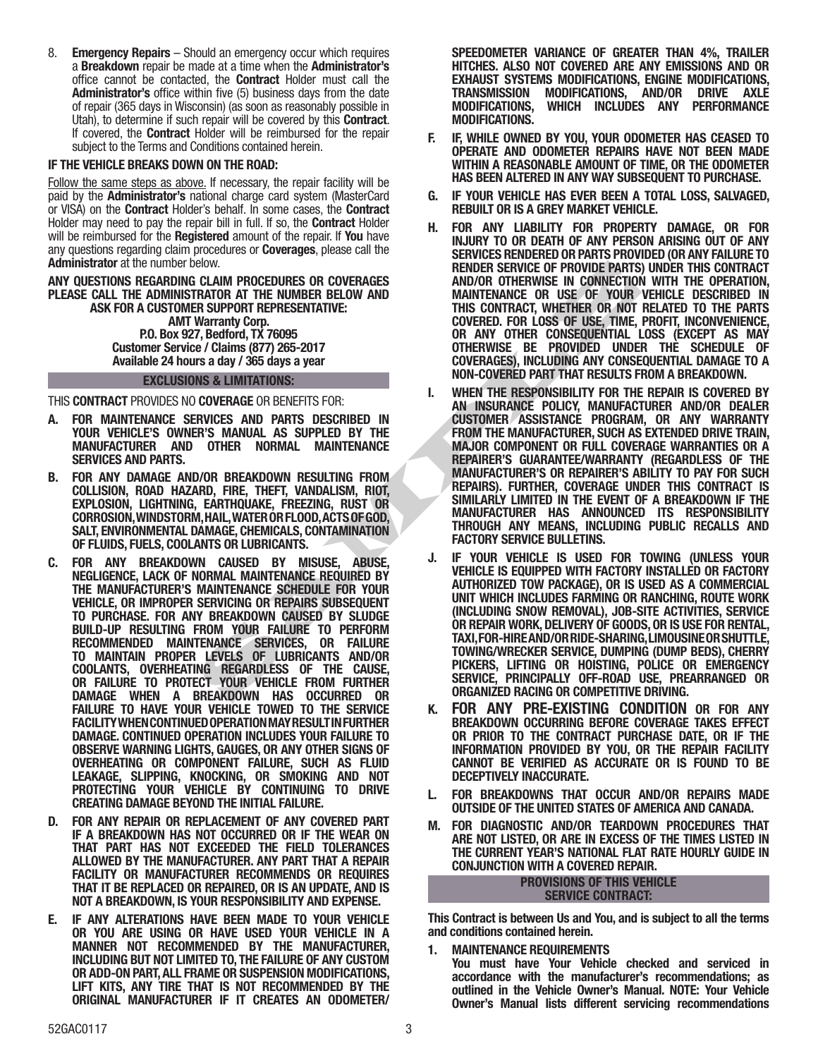8. **Emergency Repairs** – Should an emergency occur which requires a **Breakdown** repair be made at a time when the **Administrator's** office cannot be contacted, the **Contract** Holder must call the **Administrator's** office within five (5) business days from the date of repair (365 days in Wisconsin) (as soon as reasonably possible in Utah), to determine if such repair will be covered by this **Contract**. If covered, the **Contract** Holder will be reimbursed for the repair subject to the Terms and Conditions contained herein.

**IF THE VEHICLE BREAKS DOWN ON THE ROAD:**

Follow the same steps as above. If necessary, the repair facility will be paid by the **Administrator's** national charge card system (MasterCard or VISA) on the **Contract** Holder's behalf. In some cases, the **Contract** Holder may need to pay the repair bill in full. If so, the **Contract** Holder will be reimbursed for the **Registered** amount of the repair. If **You** have any questions regarding claim procedures or **Coverages**, please call the **Administrator** at the number below.

**ANY QUESTIONS REGARDING CLAIM PROCEDURES OR COVERAGES PLEASE CALL THE ADMINISTRATOR AT THE NUMBER BELOW AND ASK FOR A CUSTOMER SUPPORT REPRESENTATIVE:**

**AMT Warranty Corp.**
**P.O. Box 927, Bedford, TX 76095**
**Customer Service / Claims (877) 265-2017**
**Available 24 hours a day / 365 days a year**

## EXCLUSIONS & LIMITATIONS:

THIS **CONTRACT** PROVIDES NO **COVERAGE** OR BENEFITS FOR:

**A. FOR MAINTENANCE SERVICES AND PARTS DESCRIBED IN YOUR VEHICLE'S OWNER'S MANUAL AS SUPPLED BY THE MANUFACTURER AND OTHER NORMAL MAINTENANCE SERVICES AND PARTS.**

**B. FOR ANY DAMAGE AND/OR BREAKDOWN RESULTING FROM COLLISION, ROAD HAZARD, FIRE, THEFT, VANDALISM, RIOT, EXPLOSION, LIGHTNING, EARTHQUAKE, FREEZING, RUST OR CORROSION, WINDSTORM, HAIL, WATER OR FLOOD, ACTS OF GOD, SALT, ENVIRONMENTAL DAMAGE, CHEMICALS, CONTAMINATION OF FLUIDS, FUELS, COOLANTS OR LUBRICANTS.**

**C. FOR ANY BREAKDOWN CAUSED BY MISUSE, ABUSE, NEGLIGENCE, LACK OF NORMAL MAINTENANCE REQUIRED BY THE MANUFACTURER'S MAINTENANCE SCHEDULE FOR YOUR VEHICLE, OR IMPROPER SERVICING OR REPAIRS SUBSEQUENT TO PURCHASE. FOR ANY BREAKDOWN CAUSED BY SLUDGE BUILD-UP RESULTING FROM YOUR FAILURE TO PERFORM RECOMMENDED MAINTENANCE SERVICES, OR FAILURE TO MAINTAIN PROPER LEVELS OF LUBRICANTS AND/OR COOLANTS, OVERHEATING REGARDLESS OF THE CAUSE, OR FAILURE TO PROTECT YOUR VEHICLE FROM FURTHER DAMAGE WHEN A BREAKDOWN HAS OCCURRED OR FAILURE TO HAVE YOUR VEHICLE TOWED TO THE SERVICE FACILITY WHEN CONTINUED OPERATION MAY RESULT IN FURTHER DAMAGE. CONTINUED OPERATION INCLUDES YOUR FAILURE TO OBSERVE WARNING LIGHTS, GAUGES, OR ANY OTHER SIGNS OF OVERHEATING OR COMPONENT FAILURE, SUCH AS FLUID LEAKAGE, SLIPPING, KNOCKING, OR SMOKING AND NOT PROTECTING YOUR VEHICLE BY CONTINUING TO DRIVE CREATING DAMAGE BEYOND THE INITIAL FAILURE.**

**D. FOR ANY REPAIR OR REPLACEMENT OF ANY COVERED PART IF A BREAKDOWN HAS NOT OCCURRED OR IF THE WEAR ON THAT PART HAS NOT EXCEEDED THE FIELD TOLERANCES ALLOWED BY THE MANUFACTURER. ANY PART THAT A REPAIR FACILITY OR MANUFACTURER RECOMMENDS OR REQUIRES THAT IT BE REPLACED OR REPAIRED, OR IS AN UPDATE, AND IS NOT A BREAKDOWN, IS YOUR RESPONSIBILITY AND EXPENSE.**

**E. IF ANY ALTERATIONS HAVE BEEN MADE TO YOUR VEHICLE OR YOU ARE USING OR HAVE USED YOUR VEHICLE IN A MANNER NOT RECOMMENDED BY THE MANUFACTURER, INCLUDING BUT NOT LIMITED TO, THE FAILURE OF ANY CUSTOM OR ADD-ON PART, ALL FRAME OR SUSPENSION MODIFICATIONS, LIFT KITS, ANY TIRE THAT IS NOT RECOMMENDED BY THE ORIGINAL MANUFACTURER IF IT CREATES AN ODOMETER/SPEEDOMETER VARIANCE OF GREATER THAN 4%, TRAILER HITCHES. ALSO NOT COVERED ARE ANY EMISSIONS AND OR EXHAUST SYSTEMS MODIFICATIONS, ENGINE MODIFICATIONS, TRANSMISSION MODIFICATIONS, AND/OR DRIVE AXLE MODIFICATIONS, WHICH INCLUDES ANY PERFORMANCE MODIFICATIONS.**

**F. IF, WHILE OWNED BY YOU, YOUR ODOMETER HAS CEASED TO OPERATE AND ODOMETER REPAIRS HAVE NOT BEEN MADE WITHIN A REASONABLE AMOUNT OF TIME, OR THE ODOMETER HAS BEEN ALTERED IN ANY WAY SUBSEQUENT TO PURCHASE.**

**G. IF YOUR VEHICLE HAS EVER BEEN A TOTAL LOSS, SALVAGED, REBUILT OR IS A GREY MARKET VEHICLE.**

**H. FOR ANY LIABILITY FOR PROPERTY DAMAGE, OR FOR INJURY TO OR DEATH OF ANY PERSON ARISING OUT OF ANY SERVICES RENDERED OR PARTS PROVIDED (OR ANY FAILURE TO RENDER SERVICE OF PROVIDE PARTS) UNDER THIS CONTRACT AND/OR OTHERWISE IN CONNECTION WITH THE OPERATION, MAINTENANCE OR USE OF YOUR VEHICLE DESCRIBED IN THIS CONTRACT, WHETHER OR NOT RELATED TO THE PARTS COVERED. FOR LOSS OF USE, TIME, PROFIT, INCONVENIENCE, OR ANY OTHER CONSEQUENTIAL LOSS (EXCEPT AS MAY OTHERWISE BE PROVIDED UNDER THE SCHEDULE OF COVERAGES), INCLUDING ANY CONSEQUENTIAL DAMAGE TO A NON-COVERED PART THAT RESULTS FROM A BREAKDOWN.**

**I. WHEN THE RESPONSIBILITY FOR THE REPAIR IS COVERED BY AN INSURANCE POLICY, MANUFACTURER AND/OR DEALER CUSTOMER ASSISTANCE PROGRAM, OR ANY WARRANTY FROM THE MANUFACTURER, SUCH AS EXTENDED DRIVE TRAIN, MAJOR COMPONENT OR FULL COVERAGE WARRANTIES OR A REPAIRER'S GUARANTEE/WARRANTY (REGARDLESS OF THE MANUFACTURER'S OR REPAIRER'S ABILITY TO PAY FOR SUCH REPAIRS). FURTHER, COVERAGE UNDER THIS CONTRACT IS SIMILARLY LIMITED IN THE EVENT OF A BREAKDOWN IF THE MANUFACTURER HAS ANNOUNCED ITS RESPONSIBILITY THROUGH ANY MEANS, INCLUDING PUBLIC RECALLS AND FACTORY SERVICE BULLETINS.**

**J. IF YOUR VEHICLE IS USED FOR TOWING (UNLESS YOUR VEHICLE IS EQUIPPED WITH FACTORY INSTALLED OR FACTORY AUTHORIZED TOW PACKAGE), OR IS USED AS A COMMERCIAL UNIT WHICH INCLUDES FARMING OR RANCHING, ROUTE WORK (INCLUDING SNOW REMOVAL), JOB-SITE ACTIVITIES, SERVICE OR REPAIR WORK, DELIVERY OF GOODS, OR IS USE FOR RENTAL, TAXI, FOR-HIRE AND/OR RIDE-SHARING, LIMOUSINE OR SHUTTLE, TOWING/WRECKER SERVICE, DUMPING (DUMP BEDS), CHERRY PICKERS, LIFTING OR HOISTING, POLICE OR EMERGENCY SERVICE, PRINCIPALLY OFF-ROAD USE, PREARRANGED OR ORGANIZED RACING OR COMPETITIVE DRIVING.**

**K. FOR ANY PRE-EXISTING CONDITION OR FOR ANY BREAKDOWN OCCURRING BEFORE COVERAGE TAKES EFFECT OR PRIOR TO THE CONTRACT PURCHASE DATE, OR IF THE INFORMATION PROVIDED BY YOU, OR THE REPAIR FACILITY CANNOT BE VERIFIED AS ACCURATE OR IS FOUND TO BE DECEPTIVELY INACCURATE.**

**L. FOR BREAKDOWNS THAT OCCUR AND/OR REPAIRS MADE OUTSIDE OF THE UNITED STATES OF AMERICA AND CANADA.**

**M. FOR DIAGNOSTIC AND/OR TEARDOWN PROCEDURES THAT ARE NOT LISTED, OR ARE IN EXCESS OF THE TIMES LISTED IN THE CURRENT YEAR'S NATIONAL FLAT RATE HOURLY GUIDE IN CONJUNCTION WITH A COVERED REPAIR.**

## PROVISIONS OF THIS VEHICLE SERVICE CONTRACT:

**This Contract is between Us and You, and is subject to all the terms and conditions contained herein.**

**1. MAINTENANCE REQUIREMENTS**
**You must have Your Vehicle checked and serviced in accordance with the manufacturer's recommendations; as outlined in the Vehicle Owner's Manual. NOTE: Your Vehicle Owner's Manual lists different servicing recommendations**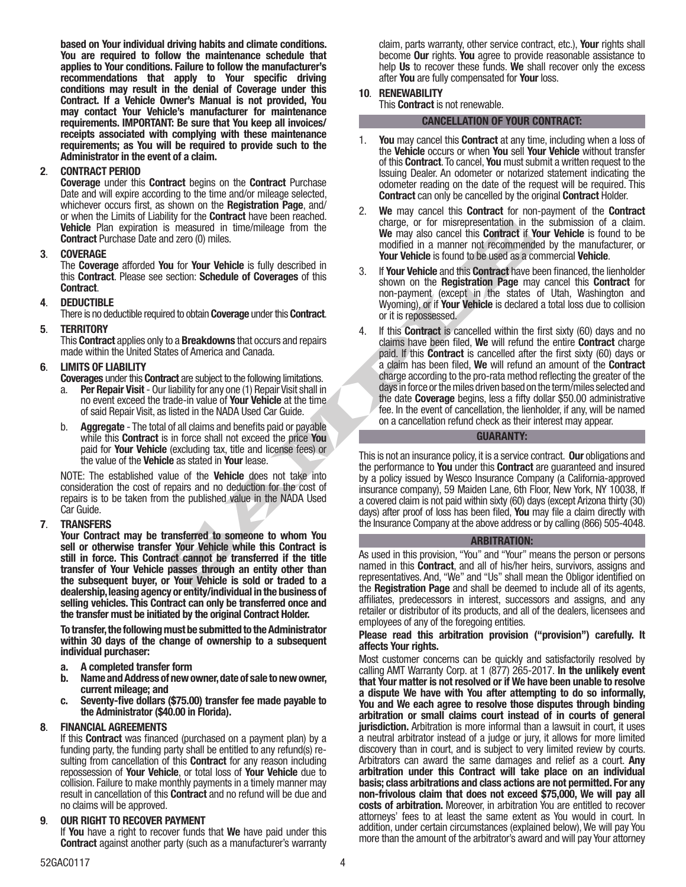**based on Your individual driving habits and climate conditions. You are required to follow the maintenance schedule that applies to Your conditions. Failure to follow the manufacturer's recommendations that apply to Your specific driving conditions may result in the denial of Coverage under this Contract. If a Vehicle Owner's Manual is not provided, You may contact Your Vehicle's manufacturer for maintenance requirements. IMPORTANT: Be sure that You keep all invoices/ receipts associated with complying with these maintenance requirements; as You will be required to provide such to the Administrator in the event of a claim.**

**2. CONTRACT PERIOD**

**Coverage** under this **Contract** begins on the **Contract** Purchase Date and will expire according to the time and/or mileage selected, whichever occurs first, as shown on the **Registration Page**, and/or when the Limits of Liability for the **Contract** have been reached. **Vehicle** Plan expiration is measured in time/mileage from the **Contract** Purchase Date and zero (0) miles.

**3. COVERAGE**

The **Coverage** afforded **You** for **Your Vehicle** is fully described in this **Contract**. Please see section: **Schedule of Coverages** of this **Contract**.

**4. DEDUCTIBLE**

There is no deductible required to obtain **Coverage** under this **Contract**.

**5. TERRITORY**

This **Contract** applies only to a **Breakdowns** that occurs and repairs made within the United States of America and Canada.

**6. LIMITS OF LIABILITY**

**Coverages** under this **Contract** are subject to the following limitations.

a. **Per Repair Visit** - Our liability for any one (1) Repair Visit shall in no event exceed the trade-in value of **Your Vehicle** at the time of said Repair Visit, as listed in the NADA Used Car Guide.

b. **Aggregate** - The total of all claims and benefits paid or payable while this **Contract** is in force shall not exceed the price **You** paid for **Your Vehicle** (excluding tax, title and license fees) or the value of the **Vehicle** as stated in **Your** lease.

NOTE: The established value of the **Vehicle** does not take into consideration the cost of repairs and no deduction for the cost of repairs is to be taken from the published value in the NADA Used Car Guide.

**7. TRANSFERS**

**Your Contract may be transferred to someone to whom You sell or otherwise transfer Your Vehicle while this Contract is still in force. This Contract cannot be transferred if the title transfer of Your Vehicle passes through an entity other than the subsequent buyer, or Your Vehicle is sold or traded to a dealership, leasing agency or entity/individual in the business of selling vehicles. This Contract can only be transferred once and the transfer must be initiated by the original Contract Holder.**

**To transfer, the following must be submitted to the Administrator within 30 days of the change of ownership to a subsequent individual purchaser:**

**a. A completed transfer form**
**b. Name and Address of new owner, date of sale to new owner, current mileage; and**
**c. Seventy-five dollars ($75.00) transfer fee made payable to the Administrator ($40.00 in Florida).**

**8. FINANCIAL AGREEMENTS**

If this **Contract** was financed (purchased on a payment plan) by a funding party, the funding party shall be entitled to any refund(s) resulting from cancellation of this **Contract** for any reason including repossession of **Your Vehicle**, or total loss of **Your Vehicle** due to collision. Failure to make monthly payments in a timely manner may result in cancellation of this **Contract** and no refund will be due and no claims will be approved.

**9. OUR RIGHT TO RECOVER PAYMENT**

If **You** have a right to recover funds that **We** have paid under this **Contract** against another party (such as a manufacturer's warranty claim, parts warranty, other service contract, etc.), **Your** rights shall become **Our** rights. **You** agree to provide reasonable assistance to help **Us** to recover these funds. **We** shall recover only the excess after **You** are fully compensated for **Your** loss.

**10. RENEWABILITY**

This **Contract** is not renewable.

## CANCELLATION OF YOUR CONTRACT:

1. **You** may cancel this **Contract** at any time, including when a loss of the **Vehicle** occurs or when **You** sell **Your Vehicle** without transfer of this **Contract**. To cancel, **You** must submit a written request to the Issuing Dealer. An odometer or notarized statement indicating the odometer reading on the date of the request will be required. This **Contract** can only be cancelled by the original **Contract** Holder.

2. **We** may cancel this **Contract** for non-payment of the **Contract** charge, or for misrepresentation in the submission of a claim. **We** may also cancel this **Contract** if **Your Vehicle** is found to be modified in a manner not recommended by the manufacturer, or **Your Vehicle** is found to be used as a commercial **Vehicle**.

3. If **Your Vehicle** and this **Contract** have been financed, the lienholder shown on the **Registration Page** may cancel this **Contract** for non-payment (except in the states of Utah, Washington and Wyoming), or if **Your Vehicle** is declared a total loss due to collision or it is repossessed.

4. If this **Contract** is cancelled within the first sixty (60) days and no claims have been filed, **We** will refund the entire **Contract** charge paid. If this **Contract** is cancelled after the first sixty (60) days or a claim has been filed, **We** will refund an amount of the **Contract** charge according to the pro-rata method reflecting the greater of the days in force or the miles driven based on the term/miles selected and the date **Coverage** begins, less a fifty dollar $50.00 administrative fee. In the event of cancellation, the lienholder, if any, will be named on a cancellation refund check as their interest may appear.

## GUARANTY:

This is not an insurance policy, it is a service contract. **Our** obligations and the performance to **You** under this **Contract** are guaranteed and insured by a policy issued by Wesco Insurance Company (a California-approved insurance company), 59 Maiden Lane, 6th Floor, New York, NY 10038, If a covered claim is not paid within sixty (60) days (except Arizona thirty (30) days) after proof of loss has been filed, **You** may file a claim directly with the Insurance Company at the above address or by calling (866) 505-4048.

## ARBITRATION:

As used in this provision, "You" and "Your" means the person or persons named in this **Contract**, and all of his/her heirs, survivors, assigns and representatives. And, "We" and "Us" shall mean the Obligor identified on the **Registration Page** and shall be deemed to include all of its agents, affiliates, predecessors in interest, successors and assigns, and any retailer or distributor of its products, and all of the dealers, licensees and employees of any of the foregoing entities.

**Please read this arbitration provision ("provision") carefully. It affects Your rights.**

Most customer concerns can be quickly and satisfactorily resolved by calling AMT Warranty Corp. at 1 (877) 265-2017. **In the unlikely event that Your matter is not resolved or if We have been unable to resolve a dispute We have with You after attempting to do so informally, You and We each agree to resolve those disputes through binding arbitration or small claims court instead of in courts of general jurisdiction.** Arbitration is more informal than a lawsuit in court, it uses a neutral arbitrator instead of a judge or jury, it allows for more limited discovery than in court, and is subject to very limited review by courts. Arbitrators can award the same damages and relief as a court. **Any arbitration under this Contract will take place on an individual basis; class arbitrations and class actions are not permitted. For any non-frivolous claim that does not exceed $75,000, We will pay all costs of arbitration.** Moreover, in arbitration You are entitled to recover attorneys' fees to at least the same extent as You would in court. In addition, under certain circumstances (explained below), We will pay You more than the amount of the arbitrator's award and will pay Your attorney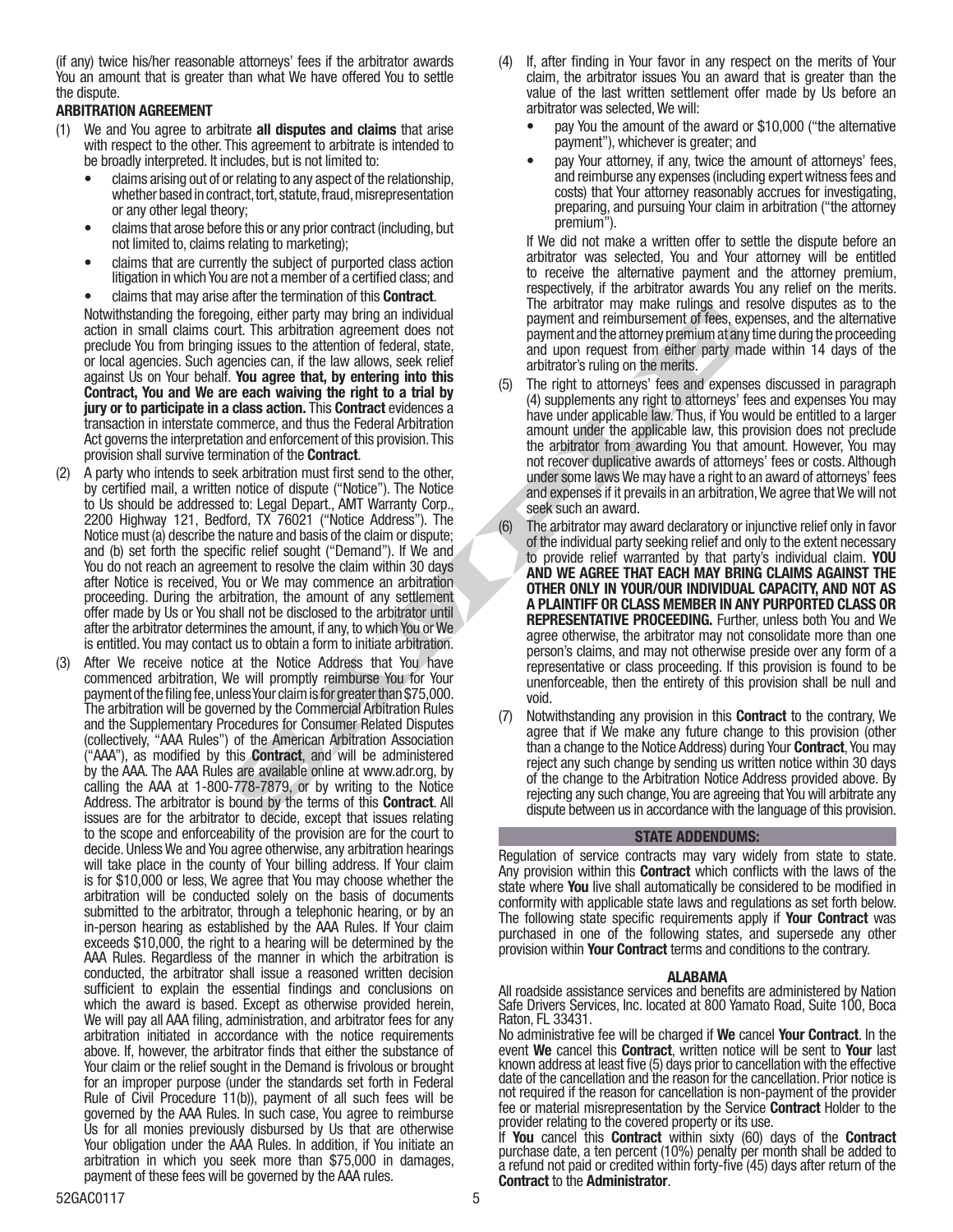(if any) twice his/her reasonable attorneys' fees if the arbitrator awards You an amount that is greater than what We have offered You to settle the dispute.

**ARBITRATION AGREEMENT**

(1) We and You agree to arbitrate **all disputes and claims** that arise with respect to the other. This agreement to arbitrate is intended to be broadly interpreted. It includes, but is not limited to:
   - claims arising out of or relating to any aspect of the relationship, whether based in contract, tort, statute, fraud, misrepresentation or any other legal theory;
   - claims that arose before this or any prior contract (including, but not limited to, claims relating to marketing);
   - claims that are currently the subject of purported class action litigation in which You are not a member of a certified class; and
   - claims that may arise after the termination of this **Contract**.

   Notwithstanding the foregoing, either party may bring an individual action in small claims court. This arbitration agreement does not preclude You from bringing issues to the attention of federal, state, or local agencies. Such agencies can, if the law allows, seek relief against Us on Your behalf. **You agree that, by entering into this Contract, You and We are each waiving the right to a trial by jury or to participate in a class action.** This **Contract** evidences a transaction in interstate commerce, and thus the Federal Arbitration Act governs the interpretation and enforcement of this provision. This provision shall survive termination of the **Contract**.

(2) A party who intends to seek arbitration must first send to the other, by certified mail, a written notice of dispute ("Notice"). The Notice to Us should be addressed to: Legal Depart., AMT Warranty Corp., 2200 Highway 121, Bedford, TX 76021 ("Notice Address"). The Notice must (a) describe the nature and basis of the claim or dispute; and (b) set forth the specific relief sought ("Demand"). If We and You do not reach an agreement to resolve the claim within 30 days after Notice is received, You or We may commence an arbitration proceeding. During the arbitration, the amount of any settlement offer made by Us or You shall not be disclosed to the arbitrator until after the arbitrator determines the amount, if any, to which You or We is entitled. You may contact us to obtain a form to initiate arbitration.

(3) After We receive notice at the Notice Address that You have commenced arbitration, We will promptly reimburse You for Your payment of the filing fee, unless Your claim is for greater than $75,000. The arbitration will be governed by the Commercial Arbitration Rules and the Supplementary Procedures for Consumer Related Disputes (collectively, "AAA Rules") of the American Arbitration Association ("AAA"), as modified by this **Contract**, and will be administered by the AAA. The AAA Rules are available online at www.adr.org, by calling the AAA at 1-800-778-7879, or by writing to the Notice Address. The arbitrator is bound by the terms of this **Contract**. All issues are for the arbitrator to decide, except that issues relating to the scope and enforceability of the provision are for the court to decide. Unless We and You agree otherwise, any arbitration hearings will take place in the county of Your billing address. If Your claim is for $10,000 or less, We agree that You may choose whether the arbitration will be conducted solely on the basis of documents submitted to the arbitrator, through a telephonic hearing, or by an in-person hearing as established by the AAA Rules. If Your claim exceeds $10,000, the right to a hearing will be determined by the AAA Rules. Regardless of the manner in which the arbitration is conducted, the arbitrator shall issue a reasoned written decision sufficient to explain the essential findings and conclusions on which the award is based. Except as otherwise provided herein, We will pay all AAA filing, administration, and arbitrator fees for any arbitration initiated in accordance with the notice requirements above. If, however, the arbitrator finds that either the substance of Your claim or the relief sought in the Demand is frivolous or brought for an improper purpose (under the standards set forth in Federal Rule of Civil Procedure 11(b)), payment of all such fees will be governed by the AAA Rules. In such case, You agree to reimburse Us for all monies previously disbursed by Us that are otherwise Your obligation under the AAA Rules. In addition, if You initiate an arbitration in which you seek more than $75,000 in damages, payment of these fees will be governed by the AAA rules.

(4) If, after finding in Your favor in any respect on the merits of Your claim, the arbitrator issues You an award that is greater than the value of the last written settlement offer made by Us before an arbitrator was selected, We will:
   - pay You the amount of the award or $10,000 ("the alternative payment"), whichever is greater; and
   - pay Your attorney, if any, twice the amount of attorneys' fees, and reimburse any expenses (including expert witness fees and costs) that Your attorney reasonably accrues for investigating, preparing, and pursuing Your claim in arbitration ("the attorney premium").

   If We did not make a written offer to settle the dispute before an arbitrator was selected, You and Your attorney will be entitled to receive the alternative payment and the attorney premium, respectively, if the arbitrator awards You any relief on the merits. The arbitrator may make rulings and resolve disputes as to the payment and reimbursement of fees, expenses, and the alternative payment and the attorney premium at any time during the proceeding and upon request from either party made within 14 days of the arbitrator's ruling on the merits.

(5) The right to attorneys' fees and expenses discussed in paragraph (4) supplements any right to attorneys' fees and expenses You may have under applicable law. Thus, if You would be entitled to a larger amount under the applicable law, this provision does not preclude the arbitrator from awarding You that amount. However, You may not recover duplicative awards of attorneys' fees or costs. Although under some laws We may have a right to an award of attorneys' fees and expenses if it prevails in an arbitration, We agree that We will not seek such an award.

(6) The arbitrator may award declaratory or injunctive relief only in favor of the individual party seeking relief and only to the extent necessary to provide relief warranted by that party's individual claim. **YOU AND WE AGREE THAT EACH MAY BRING CLAIMS AGAINST THE OTHER ONLY IN YOUR/OUR INDIVIDUAL CAPACITY, AND NOT AS A PLAINTIFF OR CLASS MEMBER IN ANY PURPORTED CLASS OR REPRESENTATIVE PROCEEDING.** Further, unless both You and We agree otherwise, the arbitrator may not consolidate more than one person's claims, and may not otherwise preside over any form of a representative or class proceeding. If this provision is found to be unenforceable, then the entirety of this provision shall be null and void.

(7) Notwithstanding any provision in this **Contract** to the contrary, We agree that if We make any future change to this provision (other than a change to the Notice Address) during Your **Contract**, You may reject any such change by sending us written notice within 30 days of the change to the Arbitration Notice Address provided above. By rejecting any such change, You are agreeing that You will arbitrate any dispute between us in accordance with the language of this provision.

## STATE ADDENDUMS:

Regulation of service contracts may vary widely from state to state. Any provision within this **Contract** which conflicts with the laws of the state where **You** live shall automatically be considered to be modified in conformity with applicable state laws and regulations as set forth below. The following state specific requirements apply if **Your Contract** was purchased in one of the following states, and supersede any other provision within **Your Contract** terms and conditions to the contrary.

### ALABAMA

All roadside assistance services and benefits are administered by Nation Safe Drivers Services, Inc. located at 800 Yamato Road, Suite 100, Boca Raton, FL 33431.

No administrative fee will be charged if **We** cancel **Your Contract**. In the event **We** cancel this **Contract**, written notice will be sent to **Your** last known address at least five (5) days prior to cancellation with the effective date of the cancellation and the reason for the cancellation. Prior notice is not required if the reason for cancellation is non-payment of the provider fee or material misrepresentation by the Service **Contract** Holder to the provider relating to the covered property or its use.

If **You** cancel this **Contract** within sixty (60) days of the **Contract** purchase date, a ten percent (10%) penalty per month shall be added to a refund not paid or credited within forty-five (45) days after return of the **Contract** to the **Administrator**.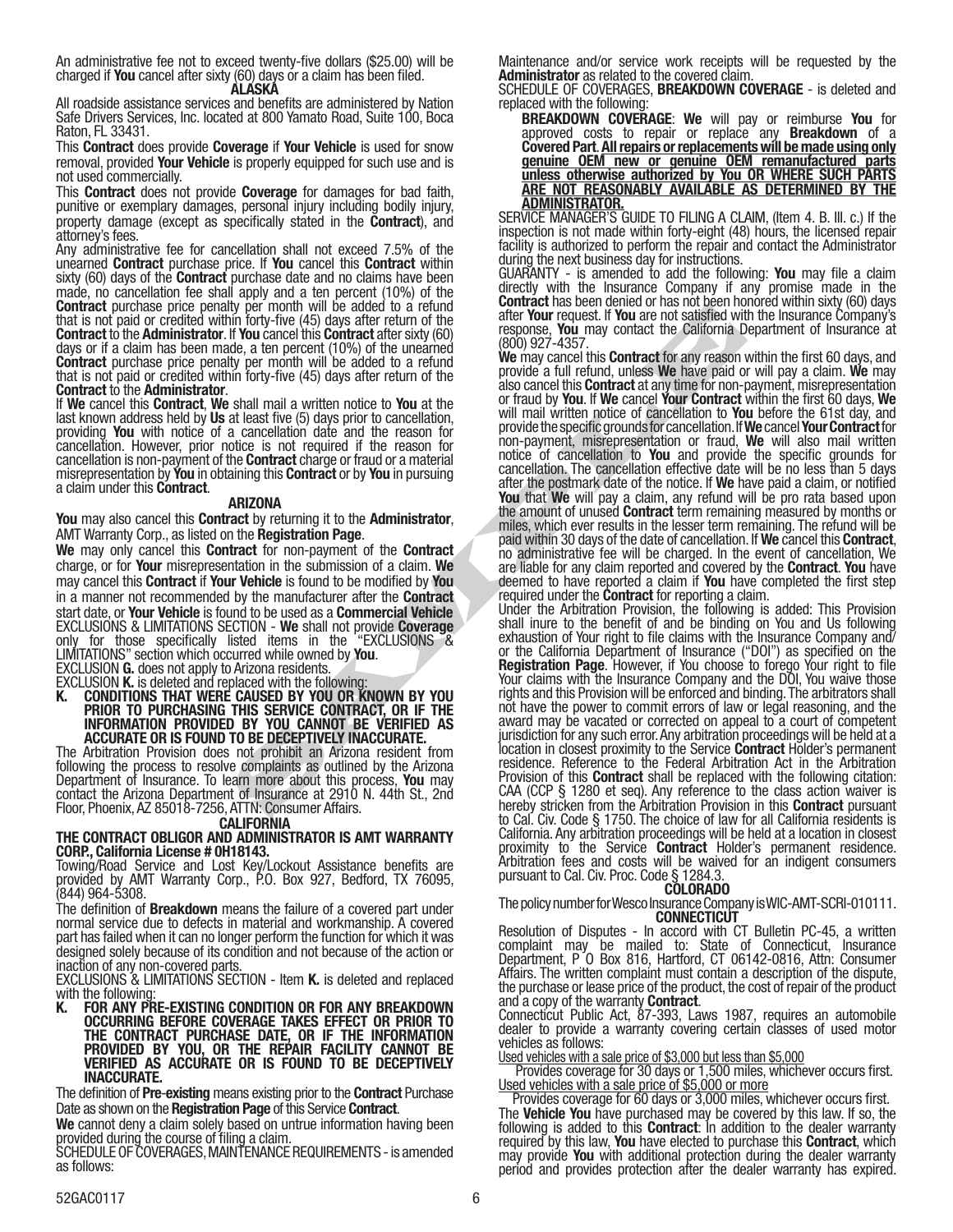An administrative fee not to exceed twenty-five dollars ($25.00) will be charged if **You** cancel after sixty (60) days or a claim has been filed.

### ALASKA

All roadside assistance services and benefits are administered by Nation Safe Drivers Services, Inc. located at 800 Yamato Road, Suite 100, Boca Raton, FL 33431.

This **Contract** does provide **Coverage** if **Your Vehicle** is used for snow removal, provided **Your Vehicle** is properly equipped for such use and is not used commercially.

This **Contract** does not provide **Coverage** for damages for bad faith, punitive or exemplary damages, personal injury including bodily injury, property damage (except as specifically stated in the **Contract**), and attorney's fees.

Any administrative fee for cancellation shall not exceed 7.5% of the unearned **Contract** purchase price. If **You** cancel this **Contract** within sixty (60) days of the **Contract** purchase date and no claims have been made, no cancellation fee shall apply and a ten percent (10%) of the **Contract** purchase price penalty per month will be added to a refund that is not paid or credited within forty-five (45) days after return of the **Contract** to the **Administrator**. If **You** cancel this **Contract** after sixty (60) days or if a claim has been made, a ten percent (10%) of the unearned **Contract** purchase price penalty per month will be added to a refund that is not paid or credited within forty-five (45) days after return of the **Contract** to the **Administrator**.

If **We** cancel this **Contract**, **We** shall mail a written notice to **You** at the last known address held by **Us** at least five (5) days prior to cancellation, providing **You** with notice of a cancellation date and the reason for cancellation. However, prior notice is not required if the reason for cancellation is non-payment of the **Contract** charge or fraud or a material misrepresentation by **You** in obtaining this **Contract** or by **You** in pursuing a claim under this **Contract**.

### ARIZONA

**You** may also cancel this **Contract** by returning it to the **Administrator**, AMT Warranty Corp., as listed on the **Registration Page**.

**We** may only cancel this **Contract** for non-payment of the **Contract** charge, or for **Your** misrepresentation in the submission of a claim. **We** may cancel this **Contract** if **Your Vehicle** is found to be modified by **You** in a manner not recommended by the manufacturer after the **Contract** start date, or **Your Vehicle** is found to be used as a **Commercial Vehicle**

EXCLUSIONS & LIMITATIONS SECTION - **We** shall not provide **Coverage** only for those specifically listed items in the "EXCLUSIONS & LIMITATIONS" section which occurred while owned by **You**.

EXCLUSION **G.** does not apply to Arizona residents.

EXCLUSION **K.** is deleted and replaced with the following:

**K. CONDITIONS THAT WERE CAUSED BY YOU OR KNOWN BY YOU PRIOR TO PURCHASING THIS SERVICE CONTRACT, OR IF THE INFORMATION PROVIDED BY YOU CANNOT BE VERIFIED AS ACCURATE OR IS FOUND TO BE DECEPTIVELY INACCURATE.**

The Arbitration Provision does not prohibit an Arizona resident from following the process to resolve complaints as outlined by the Arizona Department of Insurance. To learn more about this process, **You** may contact the Arizona Department of Insurance at 2910 N. 44th St., 2nd Floor, Phoenix, AZ 85018-7256, ATTN: Consumer Affairs.

### CALIFORNIA

**THE CONTRACT OBLIGOR AND ADMINISTRATOR IS AMT WARRANTY CORP., California License # 0H18143.**

Towing/Road Service and Lost Key/Lockout Assistance benefits are provided by AMT Warranty Corp., P.O. Box 927, Bedford, TX 76095, (844) 964-5308.

The definition of **Breakdown** means the failure of a covered part under normal service due to defects in material and workmanship. A covered part has failed when it can no longer perform the function for which it was designed solely because of its condition and not because of the action or inaction of any non-covered parts.

EXCLUSIONS & LIMITATIONS SECTION - Item **K.** is deleted and replaced with the following:

**K. FOR ANY PRE-EXISTING CONDITION OR FOR ANY BREAKDOWN OCCURRING BEFORE COVERAGE TAKES EFFECT OR PRIOR TO THE CONTRACT PURCHASE DATE, OR IF THE INFORMATION PROVIDED BY YOU, OR THE REPAIR FACILITY CANNOT BE VERIFIED AS ACCURATE OR IS FOUND TO BE DECEPTIVELY INACCURATE.**

The definition of **Pre-existing** means existing prior to the **Contract** Purchase Date as shown on the **Registration Page** of this Service **Contract**.

**We** cannot deny a claim solely based on untrue information having been provided during the course of filing a claim.

SCHEDULE OF COVERAGES, MAINTENANCE REQUIREMENTS - is amended as follows:

Maintenance and/or service work receipts will be requested by the **Administrator** as related to the covered claim.

SCHEDULE OF COVERAGES, **BREAKDOWN COVERAGE** - is deleted and replaced with the following:

**BREAKDOWN COVERAGE**: **We** will pay or reimburse **You** for approved costs to repair or replace any **Breakdown** of a **Covered Part**. **All repairs or replacements will be made using only genuine OEM new or genuine OEM remanufactured parts unless otherwise authorized by You OR WHERE SUCH PARTS ARE NOT REASONABLY AVAILABLE AS DETERMINED BY THE ADMINISTRATOR.**

SERVICE MANAGER'S GUIDE TO FILING A CLAIM, (Item 4. B. III. c.) If the inspection is not made within forty-eight (48) hours, the licensed repair facility is authorized to perform the repair and contact the Administrator during the next business day for instructions.

GUARANTY - is amended to add the following: **You** may file a claim directly with the Insurance Company if any promise made in the **Contract** has been denied or has not been honored within sixty (60) days after **Your** request. If **You** are not satisfied with the Insurance Company's response, **You** may contact the California Department of Insurance at (800) 927-4357.

**We** may cancel this **Contract** for any reason within the first 60 days, and provide a full refund, unless **We** have paid or will pay a claim. **We** may also cancel this **Contract** at any time for non-payment, misrepresentation or fraud by **You**. If **We** cancel **Your Contract** within the first 60 days, **We** will mail written notice of cancellation to **You** before the 61st day, and provide the specific grounds for cancellation. If **We** cancel **Your Contract** for non-payment, misrepresentation or fraud, **We** will also mail written notice of cancellation to **You** and provide the specific grounds for cancellation. The cancellation effective date will be no less than 5 days after the postmark date of the notice. If **We** have paid a claim, or notified **You** that **We** will pay a claim, any refund will be pro rata based upon the amount of unused **Contract** term remaining measured by months or miles, which ever results in the lesser term remaining. The refund will be paid within 30 days of the date of cancellation. If **We** cancel this **Contract**, no administrative fee will be charged. In the event of cancellation, We are liable for any claim reported and covered by the **Contract**. **You** have deemed to have reported a claim if **You** have completed the first step required under the **Contract** for reporting a claim.

Under the Arbitration Provision, the following is added: This Provision shall inure to the benefit of and be binding on You and Us following exhaustion of Your right to file claims with the Insurance Company and/or the California Department of Insurance ("DOI") as specified on the **Registration Page**. However, if You choose to forego Your right to file Your claims with the Insurance Company and the DOI, You waive those rights and this Provision will be enforced and binding. The arbitrators shall not have the power to commit errors of law or legal reasoning, and the award may be vacated or corrected on appeal to a court of competent jurisdiction for any such error. Any arbitration proceedings will be held at a location in closest proximity to the Service **Contract** Holder's permanent residence. Reference to the Federal Arbitration Act in the Arbitration Provision of this **Contract** shall be replaced with the following citation: CAA (CCP § 1280 et seq). Any reference to the class action waiver is hereby stricken from the Arbitration Provision in this **Contract** pursuant to Cal. Civ. Code § 1750. The choice of law for all California residents is California. Any arbitration proceedings will be held at a location in closest proximity to the Service **Contract** Holder's permanent residence. Arbitration fees and costs will be waived for an indigent consumers pursuant to Cal. Civ. Proc. Code § 1284.3.

### COLORADO

The policy number for Wesco Insurance Company is WIC-AMT-SCRI-010111.

### CONNECTICUT

Resolution of Disputes - In accord with CT Bulletin PC-45, a written complaint may be mailed to: State of Connecticut, Insurance Department, P O Box 816, Hartford, CT 06142-0816, Attn: Consumer Affairs. The written complaint must contain a description of the dispute, the purchase or lease price of the product, the cost of repair of the product and a copy of the warranty **Contract**.

Connecticut Public Act, 87-393, Laws 1987, requires an automobile dealer to provide a warranty covering certain classes of used motor vehicles as follows:

Used vehicles with a sale price of $3,000 but less than $5,000

Provides coverage for 30 days or 1,500 miles, whichever occurs first.

Used vehicles with a sale price of $5,000 or more

Provides coverage for 60 days or 3,000 miles, whichever occurs first.

The **Vehicle You** have purchased may be covered by this law. If so, the following is added to this **Contract**: In addition to the dealer warranty required by this law, **You** have elected to purchase this **Contract**, which may provide **You** with additional protection during the dealer warranty period and provides protection after the dealer warranty has expired.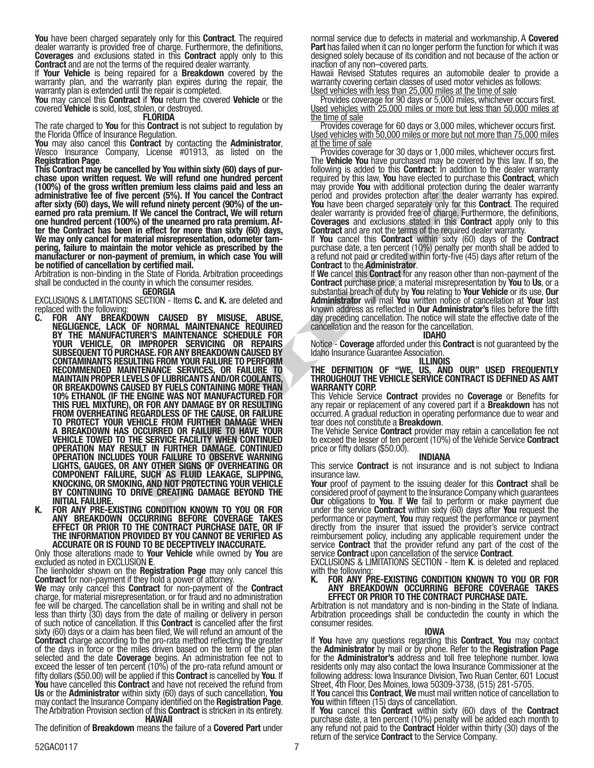**You** have been charged separately only for this **Contract**. The required dealer warranty is provided free of charge. Furthermore, the definitions, **Coverages** and exclusions stated in this **Contract** apply only to this **Contract** and are not the terms of the required dealer warranty.

If **Your Vehicle** is being repaired for a **Breakdown** covered by the warranty plan, and the warranty plan expires during the repair, the warranty plan is extended until the repair is completed.

**You** may cancel this **Contract** if **You** return the covered **Vehicle** or the covered **Vehicle** is sold, lost, stolen, or destroyed.

## FLORIDA

The rate charged to **You** for this **Contract** is not subject to regulation by the Florida Office of Insurance Regulation.

**You** may also cancel this **Contract** by contacting the **Administrator**, Wesco Insurance Company, License #01913, as listed on the **Registration Page**.

**This Contract may be cancelled by You within sixty (60) days of purchase upon written request. We will refund one hundred percent (100%) of the gross written premium less claims paid and less an administrative fee of five percent (5%). If You cancel the Contract after sixty (60) days, We will refund ninety percent (90%) of the unearned pro rata premium. If We cancel the Contract, We will return one hundred percent (100%) of the unearned pro rata premium. After the Contract has been in effect for more than sixty (60) days, We may only cancel for material misrepresentation, odometer tampering, failure to maintain the motor vehicle as prescribed by the manufacturer or non-payment of premium, in which case You will be notified of cancellation by certified mail.**

Arbitration is non-binding in the State of Florida. Arbitration proceedings shall be conducted in the county in which the consumer resides.

## GEORGIA

EXCLUSIONS & LIMITATIONS SECTION - Items **C.** and **K.** are deleted and replaced with the following:

**C. FOR ANY BREAKDOWN CAUSED BY MISUSE, ABUSE, NEGLIGENCE, LACK OF NORMAL MAINTENANCE REQUIRED BY THE MANUFACTURER'S MAINTENANCE SCHEDULE FOR YOUR VEHICLE, OR IMPROPER SERVICING OR REPAIRS SUBSEQUENT TO PURCHASE. FOR ANY BREAKDOWN CAUSED BY CONTAMINANTS RESULTING FROM YOUR FAILURE TO PERFORM RECOMMENDED MAINTENANCE SERVICES, OR FAILURE TO MAINTAIN PROPER LEVELS OF LUBRICANTS AND/OR COOLANTS, OR BREAKDOWNS CAUSED BY FUELS CONTAINING MORE THAN 10% ETHANOL (IF THE ENGINE WAS NOT MANUFACTURED FOR THIS FUEL MIXTURE), OR FOR ANY DAMAGE BY OR RESULTING FROM OVERHEATING REGARDLESS OF THE CAUSE, OR FAILURE TO PROTECT YOUR VEHICLE FROM FURTHER DAMAGE WHEN A BREAKDOWN HAS OCCURRED OR FAILURE TO HAVE YOUR VEHICLE TOWED TO THE SERVICE FACILITY WHEN CONTINUED OPERATION MAY RESULT IN FURTHER DAMAGE. CONTINUED OPERATION INCLUDES YOUR FAILURE TO OBSERVE WARNING LIGHTS, GAUGES, OR ANY OTHER SIGNS OF OVERHEATING OR COMPONENT FAILURE, SUCH AS FLUID LEAKAGE, SLIPPING, KNOCKING, OR SMOKING, AND NOT PROTECTING YOUR VEHICLE BY CONTINUING TO DRIVE CREATING DAMAGE BEYOND THE INITIAL FAILURE.**

**K. FOR ANY PRE-EXISTING CONDITION KNOWN TO YOU OR FOR ANY BREAKDOWN OCCURRING BEFORE COVERAGE TAKES EFFECT OR PRIOR TO THE CONTRACT PURCHASE DATE, OR IF THE INFORMATION PROVIDED BY YOU CANNOT BE VERIFIED AS ACCURATE OR IS FOUND TO BE DECEPTIVELY INACCURATE.**

Only those alterations made to **Your Vehicle** while owned by **You** are excluded as noted in EXCLUSION **E**.

The lienholder shown on the **Registration Page** may only cancel this **Contract** for non-payment if they hold a power of attorney.

**We** may only cancel this **Contract** for non-payment of the **Contract** charge, for material misrepresentation, or for fraud and no administration fee will be charged. The cancellation shall be in writing and shall not be less than thirty (30) days from the date of mailing or delivery in person of such notice of cancellation. If this **Contract** is cancelled after the first sixty (60) days or a claim has been filed, We will refund an amount of the **Contract** charge according to the pro-rata method reflecting the greater of the days in force or the miles driven based on the term of the plan selected and the date **Coverage** begins. An administration fee not to exceed the lesser of ten percent (10%) of the pro-rata refund amount or fifty dollars ($50.00) will be applied if this **Contract** is cancelled by **You**. If **You** have cancelled this **Contract** and have not received the refund from **Us** or the **Administrator** within sixty (60) days of such cancellation, **You** may contact the Insurance Company identified on the **Registration Page**. The Arbitration Provision section of this **Contract** is stricken in its entirety.

## HAWAII

The definition of **Breakdown** means the failure of a **Covered Part** under normal service due to defects in material and workmanship. A **Covered Part** has failed when it can no longer perform the function for which it was designed solely because of its condition and not because of the action or inaction of any non–covered parts.

Hawaii Revised Statutes requires an automobile dealer to provide a warranty covering certain classes of used motor vehicles as follows:

Used vehicles with less than 25,000 miles at the time of sale

Provides coverage for 90 days or 5,000 miles, whichever occurs first.

Used vehicles with 25,000 miles or more but less than 50,000 miles at the time of sale

Provides coverage for 60 days or 3,000 miles, whichever occurs first.

Used vehicles with 50,000 miles or more but not more than 75,000 miles at the time of sale

Provides coverage for 30 days or 1,000 miles, whichever occurs first.

The **Vehicle You** have purchased may be covered by this law. If so, the following is added to this **Contract**: In addition to the dealer warranty required by this law, **You** have elected to purchase this **Contract**, which may provide **You** with additional protection during the dealer warranty period and provides protection after the dealer warranty has expired. **You** have been charged separately only for this **Contract**. The required dealer warranty is provided free of charge. Furthermore, the definitions, **Coverages** and exclusions stated in this **Contract** apply only to this **Contract** and are not the terms of the required dealer warranty.

If **You** cancel this **Contract** within sixty (60) days of the **Contract** purchase date, a ten percent (10%) penalty per month shall be added to a refund not paid or credited within forty-five (45) days after return of the **Contract** to the **Administrator**.

If **We** cancel this **Contract** for any reason other than non-payment of the **Contract** purchase price, a material misrepresentation by **You** to **Us**, or a substantial breach of duty by **You** relating to **Your Vehicle** or its use, **Our Administrator** will mail **You** written notice of cancellation at **Your** last known address as reflected in **Our Administrator's** files before the fifth day preceding cancellation. The notice will state the effective date of the cancellation and the reason for the cancellation.

## IDAHO

Notice - **Coverage** afforded under this **Contract** is not guaranteed by the Idaho Insurance Guarantee Association.

## ILLINOIS

**THE DEFINITION OF "WE, US, AND OUR" USED FREQUENTLY THROUGHOUT THE VEHICLE SERVICE CONTRACT IS DEFINED AS AMT WARRANTY CORP.**

This Vehicle Service **Contract** provides no **Coverage** or Benefits for any repair or replacement of any covered part if a **Breakdown** has not occurred. A gradual reduction in operating performance due to wear and tear does not constitute a **Breakdown**.

The Vehicle Service **Contract** provider may retain a cancellation fee not to exceed the lesser of ten percent (10%) of the Vehicle Service **Contract** price or fifty dollars ($50.00).

## INDIANA

This service **Contract** is not insurance and is not subject to Indiana insurance law.

**Your** proof of payment to the issuing dealer for this **Contract** shall be considered proof of payment to the Insurance Company which guarantees **Our** obligations to **You**. If **We** fail to perform or make payment due under the service **Contract** within sixty (60) days after **You** request the performance or payment, **You** may request the performance or payment directly from the insurer that issued the provider's service contract reimbursement policy, including any applicable requirement under the service **Contract** that the provider refund any part of the cost of the service **Contract** upon cancellation of the service **Contract**.

EXCLUSIONS & LIMITATIONS SECTION - Item **K**. is deleted and replaced with the following:

**K. FOR ANY PRE-EXISTING CONDITION KNOWN TO YOU OR FOR ANY BREAKDOWN OCCURRING BEFORE COVERAGE TAKES EFFECT OR PRIOR TO THE CONTRACT PURCHASE DATE.**

Arbitration is not mandatory and is non-binding in the State of Indiana. Arbitration proceedings shall be conductedin the county in which the consumer resides.

## IOWA

If **You** have any questions regarding this **Contract**, **You** may contact the **Administrator** by mail or by phone. Refer to the **Registration Page** for the **Administrator's** address and toll free telephone number. Iowa residents only may also contact the Iowa Insurance Commissioner at the following address: Iowa Insurance Division, Two Ruan Center, 601 Locust Street, 4th Floor, Des Moines, Iowa 50309-3738, (515) 281-5705.

If **You** cancel this **Contract**, **We** must mail written notice of cancellation to **You** within fifteen (15) days of cancellation.

If **You** cancel this **Contract** within sixty (60) days of the **Contract** purchase date, a ten percent (10%) penalty will be added each month to any refund not paid to the **Contract** Holder within thirty (30) days of the return of the service **Contract** to the Service Company.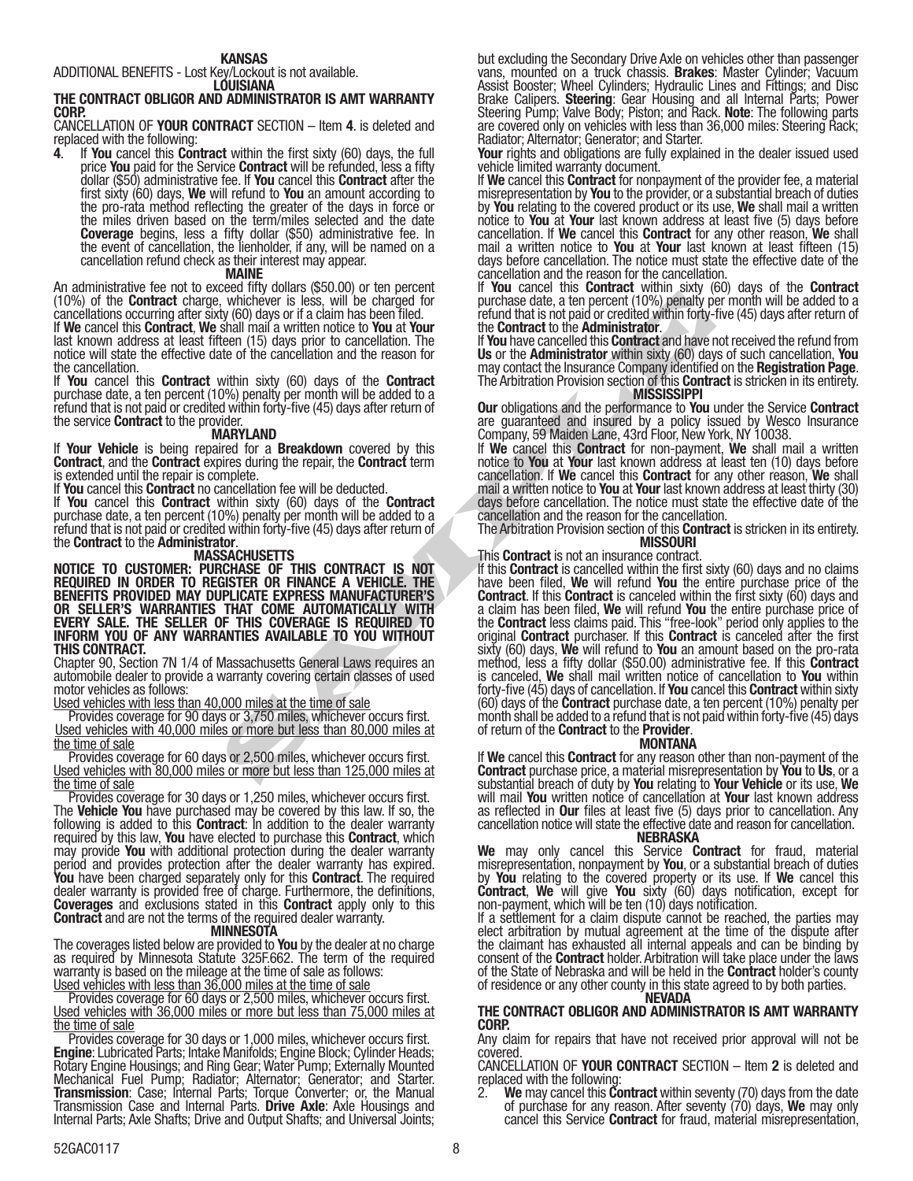## KANSAS

ADDITIONAL BENEFITS - Lost Key/Lockout is not available.

## LOUISIANA

**THE CONTRACT OBLIGOR AND ADMINISTRATOR IS AMT WARRANTY CORP.**

CANCELLATION OF **YOUR CONTRACT** SECTION – Item **4**. is deleted and replaced with the following:

**4**. If **You** cancel this **Contract** within the first sixty (60) days, the full price **You** paid for the Service **Contract** will be refunded, less a fifty dollar ($50) administrative fee. If **You** cancel this **Contract** after the first sixty (60) days, **We** will refund to **You** an amount according to the pro-rata method reflecting the greater of the days in force or the miles driven based on the term/miles selected and the date **Coverage** begins, less a fifty dollar ($50) administrative fee. In the event of cancellation, the lienholder, if any, will be named on a cancellation refund check as their interest may appear.

## MAINE

An administrative fee not to exceed fifty dollars ($50.00) or ten percent (10%) of the **Contract** charge, whichever is less, will be charged for cancellations occurring after sixty (60) days or if a claim has been filed.

If **We** cancel this **Contract**, **We** shall mail a written notice to **You** at **Your** last known address at least fifteen (15) days prior to cancellation. The notice will state the effective date of the cancellation and the reason for the cancellation.

If **You** cancel this **Contract** within sixty (60) days of the **Contract** purchase date, a ten percent (10%) penalty per month will be added to a refund that is not paid or credited within forty-five (45) days after return of the service **Contract** to the provider.

## MARYLAND

If **Your Vehicle** is being repaired for a **Breakdown** covered by this **Contract**, and the **Contract** expires during the repair, the **Contract** term is extended until the repair is complete.

If **You** cancel this **Contract** no cancellation fee will be deducted.

If **You** cancel this **Contract** within sixty (60) days of the **Contract** purchase date, a ten percent (10%) penalty per month will be added to a refund that is not paid or credited within forty-five (45) days after return of the **Contract** to the **Administrator**.

## MASSACHUSETTS

**NOTICE TO CUSTOMER: PURCHASE OF THIS CONTRACT IS NOT REQUIRED IN ORDER TO REGISTER OR FINANCE A VEHICLE. THE BENEFITS PROVIDED MAY DUPLICATE EXPRESS MANUFACTURER'S OR SELLER'S WARRANTIES THAT COME AUTOMATICALLY WITH EVERY SALE. THE SELLER OF THIS COVERAGE IS REQUIRED TO INFORM YOU OF ANY WARRANTIES AVAILABLE TO YOU WITHOUT THIS CONTRACT.**

Chapter 90, Section 7N 1/4 of Massachusetts General Laws requires an automobile dealer to provide a warranty covering certain classes of used motor vehicles as follows:

Used vehicles with less than 40,000 miles at the time of sale

Provides coverage for 90 days or 3,750 miles, whichever occurs first.

Used vehicles with 40,000 miles or more but less than 80,000 miles at the time of sale

Provides coverage for 60 days or 2,500 miles, whichever occurs first.

Used vehicles with 80,000 miles or more but less than 125,000 miles at the time of sale

Provides coverage for 30 days or 1,250 miles, whichever occurs first.

The **Vehicle You** have purchased may be covered by this law. If so, the following is added to this **Contract**: In addition to the dealer warranty required by this law, **You** have elected to purchase this **Contract**, which may provide **You** with additional protection during the dealer warranty period and provides protection after the dealer warranty has expired. **You** have been charged separately only for this **Contract**. The required dealer warranty is provided free of charge. Furthermore, the definitions, **Coverages** and exclusions stated in this **Contract** apply only to this **Contract** and are not the terms of the required dealer warranty.

## MINNESOTA

The coverages listed below are provided to **You** by the dealer at no charge as required by Minnesota Statute 325F.662. The term of the required warranty is based on the mileage at the time of sale as follows:

Used vehicles with less than 36,000 miles at the time of sale

Provides coverage for 60 days or 2,500 miles, whichever occurs first.

Used vehicles with 36,000 miles or more but less than 75,000 miles at the time of sale

Provides coverage for 30 days or 1,000 miles, whichever occurs first.

**Engine**: Lubricated Parts; Intake Manifolds; Engine Block; Cylinder Heads; Rotary Engine Housings; and Ring Gear; Water Pump; Externally Mounted Mechanical Fuel Pump; Radiator; Alternator; Generator; and Starter. **Transmission**: Case; Internal Parts; Torque Converter; or, the Manual Transmission Case and Internal Parts. **Drive Axle**: Axle Housings and Internal Parts; Axle Shafts; Drive and Output Shafts; and Universal Joints; but excluding the Secondary Drive Axle on vehicles other than passenger vans, mounted on a truck chassis. **Brakes**: Master Cylinder; Vacuum Assist Booster; Wheel Cylinders; Hydraulic Lines and Fittings; and Disc Brake Calipers. **Steering**: Gear Housing and all Internal Parts; Power Steering Pump; Valve Body; Piston; and Rack. **Note**: The following parts are covered only on vehicles with less than 36,000 miles: Steering Rack; Radiator; Alternator; Generator; and Starter.

**Your** rights and obligations are fully explained in the dealer issued used vehicle limited warranty document.

If **We** cancel this **Contract** for nonpayment of the provider fee, a material misrepresentation by **You** to the provider, or a substantial breach of duties by **You** relating to the covered product or its use, **We** shall mail a written notice to **You** at **Your** last known address at least five (5) days before cancellation. If **We** cancel this **Contract** for any other reason, **We** shall mail a written notice to **You** at **Your** last known at least fifteen (15) days before cancellation. The notice must state the effective date of the cancellation and the reason for the cancellation.

If **You** cancel this **Contract** within sixty (60) days of the **Contract** purchase date, a ten percent (10%) penalty per month will be added to a refund that is not paid or credited within forty-five (45) days after return of the **Contract** to the **Administrator**.

If **You** have cancelled this **Contract** and have not received the refund from **Us** or the **Administrator** within sixty (60) days of such cancellation, **You** may contact the Insurance Company identified on the **Registration Page**.

The Arbitration Provision section of this **Contract** is stricken in its entirety.

## MISSISSIPPI

**Our** obligations and the performance to **You** under the Service **Contract** are guaranteed and insured by a policy issued by Wesco Insurance Company, 59 Maiden Lane, 43rd Floor, New York, NY 10038.

If **We** cancel this **Contract** for non-payment, **We** shall mail a written notice to **You** at **Your** last known address at least ten (10) days before cancellation. If **We** cancel this **Contract** for any other reason, **We** shall mail a written notice to **You** at **Your** last known address at least thirty (30) days before cancellation. The notice must state the effective date of the cancellation and the reason for the cancellation.

The Arbitration Provision section of this **Contract** is stricken in its entirety.

## MISSOURI

This **Contract** is not an insurance contract.

If this **Contract** is cancelled within the first sixty (60) days and no claims have been filed, **We** will refund **You** the entire purchase price of the **Contract**. If this **Contract** is cancelled within the first sixty (60) days and a claim has been filed, **We** will refund **You** the entire purchase price of the **Contract** less claims paid. This "free-look" period only applies to the original **Contract** purchaser. If this **Contract** is canceled after the first sixty (60) days, **We** will refund to **You** an amount based on the pro-rata method, less a fifty dollar ($50.00) administrative fee. If this **Contract** is canceled, **We** shall mail written notice of cancellation to **You** within forty-five (45) days of cancellation. If **You** cancel this **Contract** within sixty (60) days of the **Contract** purchase date, a ten percent (10%) penalty per month shall be added to a refund that is not paid within forty-five (45) days of return of the **Contract** to the **Provider**.

## MONTANA

If **We** cancel this **Contract** for any reason other than non-payment of the **Contract** purchase price, a material misrepresentation by **You** to **Us**, or a substantial breach of duty by **You** relating to **Your Vehicle** or its use, **We** will mail **You** written notice of cancellation at **Your** last known address as reflected in **Our** files at least five (5) days prior to cancellation. Any cancellation notice will state the effective date and reason for cancellation.

## NEBRASKA

**We** may only cancel this Service **Contract** for fraud, material misrepresentation, nonpayment by **You**, or a substantial breach of duties by **You** relating to the covered property or its use. If **We** cancel this **Contract**, **We** will give **You** sixty (60) days notification, except for non-payment, which will be ten (10) days notification.

If a settlement for a claim dispute cannot be reached, the parties may elect arbitration by mutual agreement at the time of the dispute after the claimant has exhausted all internal appeals and can be binding by consent of the **Contract** holder. Arbitration will take place under the laws of the State of Nebraska and will be held in the **Contract** holder's county of residence or any other county in this state agreed to by both parties.

## NEVADA

**THE CONTRACT OBLIGOR AND ADMINISTRATOR IS AMT WARRANTY CORP.**

Any claim for repairs that have not received prior approval will not be covered.

CANCELLATION OF **YOUR CONTRACT** SECTION – Item **2** is deleted and replaced with the following:

2. **We** may cancel this **Contract** within seventy (70) days from the date of purchase for any reason. After seventy (70) days, **We** may only cancel this Service **Contract** for fraud, material misrepresentation,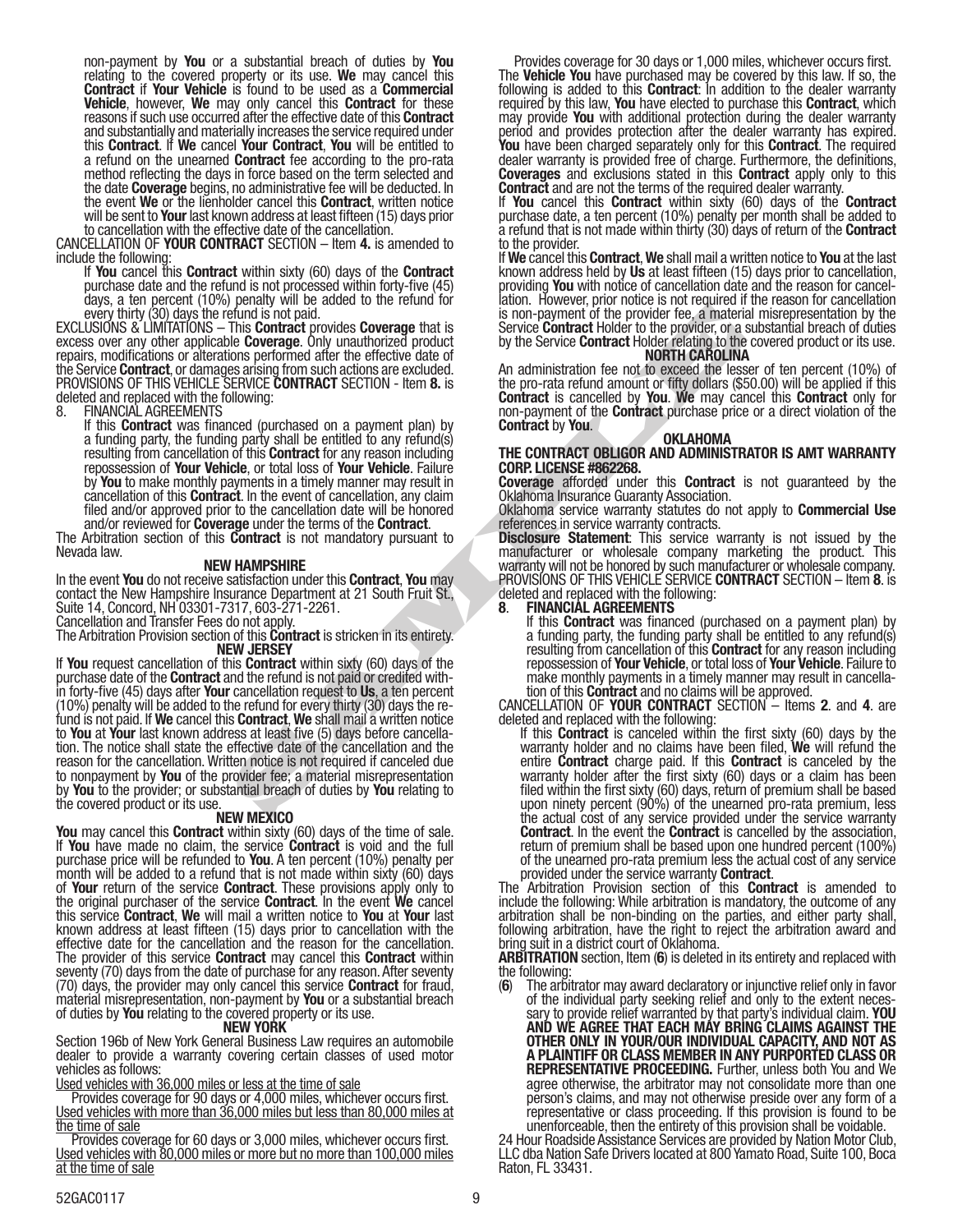non-payment by **You** or a substantial breach of duties by **You** relating to the covered property or its use. **We** may cancel this **Contract** if **Your Vehicle** is found to be used as a **Commercial Vehicle**, however, **We** may only cancel this **Contract** for these reasons if such use occurred after the effective date of this **Contract** and substantially and materially increases the service required under this **Contract**. If **We** cancel **Your Contract**, **You** will be entitled to a refund on the unearned **Contract** fee according to the pro-rata method reflecting the days in force based on the term selected and the date **Coverage** begins, no administrative fee will be deducted. In the event **We** or the lienholder cancel this **Contract**, written notice will be sent to **Your** last known address at least fifteen (15) days prior to cancellation with the effective date of the cancellation.

CANCELLATION OF **YOUR CONTRACT** SECTION – Item **4.** is amended to include the following:

If **You** cancel this **Contract** within sixty (60) days of the **Contract** purchase date and the refund is not processed within forty-five (45) days, a ten percent (10%) penalty will be added to the refund for every thirty (30) days the refund is not paid.

EXCLUSIONS & LIMITATIONS – This **Contract** provides **Coverage** that is excess over any other applicable **Coverage**. Only unauthorized product repairs, modifications or alterations performed after the effective date of the Service **Contract**, or damages arising from such actions are excluded.

PROVISIONS OF THIS VEHICLE SERVICE **CONTRACT** SECTION - Item **8.** is deleted and replaced with the following:

8. FINANCIAL AGREEMENTS

If this **Contract** was financed (purchased on a payment plan) by a funding party, the funding party shall be entitled to any refund(s) resulting from cancellation of this **Contract** for any reason including repossession of **Your Vehicle**, or total loss of **Your Vehicle**. Failure by **You** to make monthly payments in a timely manner may result in cancellation of this **Contract**. In the event of cancellation, any claim filed and/or approved prior to the cancellation date will be honored and/or reviewed for **Coverage** under the terms of the **Contract**.

The Arbitration section of this **Contract** is not mandatory pursuant to Nevada law.

**NEW HAMPSHIRE**

In the event **You** do not receive satisfaction under this **Contract**, **You** may contact the New Hampshire Insurance Department at 21 South Fruit St., Suite 14, Concord, NH 03301-7317, 603-271-2261.

Cancellation and Transfer Fees do not apply.

The Arbitration Provision section of this **Contract** is stricken in its entirety.

**NEW JERSEY**

If **You** request cancellation of this **Contract** within sixty (60) days of the purchase date of the **Contract** and the refund is not paid or credited within forty-five (45) days after **Your** cancellation request to **Us**, a ten percent (10%) penalty will be added to the refund for every thirty (30) days the refund is not paid. If **We** cancel this **Contract**, **We** shall mail a written notice to **You** at **Your** last known address at least five (5) days before cancellation. The notice shall state the effective date of the cancellation and the reason for the cancellation. Written notice is not required if canceled due to nonpayment by **You** of the provider fee; a material misrepresentation by **You** to the provider; or substantial breach of duties by **You** relating to the covered product or its use.

**NEW MEXICO**

**You** may cancel this **Contract** within sixty (60) days of the time of sale. If **You** have made no claim, the service **Contract** is void and the full purchase price will be refunded to **You**. A ten percent (10%) penalty per month will be added to a refund that is not made within sixty (60) days of **Your** return of the service **Contract**. These provisions apply only to the original purchaser of the service **Contract**. In the event **We** cancel this service **Contract**, **We** will mail a written notice to **You** at **Your** last known address at least fifteen (15) days prior to cancellation with the effective date for the cancellation and the reason for the cancellation. The provider of this service **Contract** may cancel this **Contract** within seventy (70) days from the date of purchase for any reason. After seventy (70) days, the provider may only cancel this service **Contract** for fraud, material misrepresentation, non-payment by **You** or a substantial breach of duties by **You** relating to the covered property or its use.

**NEW YORK**

Section 196b of New York General Business Law requires an automobile dealer to provide a warranty covering certain classes of used motor vehicles as follows:

Used vehicles with 36,000 miles or less at the time of sale

Provides coverage for 90 days or 4,000 miles, whichever occurs first.

Used vehicles with more than 36,000 miles but less than 80,000 miles at the time of sale

Provides coverage for 60 days or 3,000 miles, whichever occurs first.

Used vehicles with 80,000 miles or more but no more than 100,000 miles at the time of sale

Provides coverage for 30 days or 1,000 miles, whichever occurs first.

The **Vehicle You** have purchased may be covered by this law. If so, the following is added to this **Contract**: In addition to the dealer warranty required by this law, **You** have elected to purchase this **Contract**, which may provide **You** with additional protection during the dealer warranty period and provides protection after the dealer warranty has expired. **You** have been charged separately only for this **Contract**. The required dealer warranty is provided free of charge. Furthermore, the definitions, **Coverages** and exclusions stated in this **Contract** apply only to this **Contract** and are not the terms of the required dealer warranty.

If **You** cancel this **Contract** within sixty (60) days of the **Contract** purchase date, a ten percent (10%) penalty per month shall be added to a refund that is not made within thirty (30) days of return of the **Contract** to the provider.

If **We** cancel this **Contract**, **We** shall mail a written notice to **You** at the last known address held by **Us** at least fifteen (15) days prior to cancellation, providing **You** with notice of cancellation date and the reason for cancellation. However, prior notice is not required if the reason for cancellation is non-payment of the provider fee, a material misrepresentation by the Service **Contract** Holder to the provider, or a substantial breach of duties by the Service **Contract** Holder relating to the covered product or its use.

**NORTH CAROLINA**

An administration fee not to exceed the lesser of ten percent (10%) of the pro-rata refund amount or fifty dollars ($50.00) will be applied if this **Contract** is cancelled by **You**. **We** may cancel this **Contract** only for non-payment of the **Contract** purchase price or a direct violation of the **Contract** by **You**.

**OKLAHOMA**

**THE CONTRACT OBLIGOR AND ADMINISTRATOR IS AMT WARRANTY CORP. LICENSE #862268.**

**Coverage** afforded under this **Contract** is not guaranteed by the Oklahoma Insurance Guaranty Association.

Oklahoma service warranty statutes do not apply to **Commercial Use** references in service warranty contracts.

**Disclosure Statement**: This service warranty is not issued by the manufacturer or wholesale company marketing the product. This warranty will not be honored by such manufacturer or wholesale company.

PROVISIONS OF THIS VEHICLE SERVICE **CONTRACT** SECTION – Item **8**. is deleted and replaced with the following:

**8**. **FINANCIAL AGREEMENTS**

If this **Contract** was financed (purchased on a payment plan) by a funding party, the funding party shall be entitled to any refund(s) resulting from cancellation of this **Contract** for any reason including repossession of **Your Vehicle**, or total loss of **Your Vehicle**. Failure to make monthly payments in a timely manner may result in cancellation of this **Contract** and no claims will be approved.

CANCELLATION OF **YOUR CONTRACT** SECTION – Items **2**. and **4**. are deleted and replaced with the following:

If this **Contract** is canceled within the first sixty (60) days by the warranty holder and no claims have been filed, **We** will refund the entire **Contract** charge paid. If this **Contract** is canceled by the warranty holder after the first sixty (60) days or a claim has been filed within the first sixty (60) days, return of premium shall be based upon ninety percent (90%) of the unearned pro-rata premium, less the actual cost of any service provided under the service warranty **Contract**. In the event the **Contract** is cancelled by the association, return of premium shall be based upon one hundred percent (100%) of the unearned pro-rata premium less the actual cost of any service provided under the service warranty **Contract**.

The Arbitration Provision section of this **Contract** is amended to include the following: While arbitration is mandatory, the outcome of any arbitration shall be non-binding on the parties, and either party shall, following arbitration, have the right to reject the arbitration award and bring suit in a district court of Oklahoma.

**ARBITRATION** section, Item (**6**) is deleted in its entirety and replaced with the following:

(**6**) The arbitrator may award declaratory or injunctive relief only in favor of the individual party seeking relief and only to the extent necessary to provide relief warranted by that party's individual claim. **YOU AND WE AGREE THAT EACH MAY BRING CLAIMS AGAINST THE OTHER ONLY IN YOUR/OUR INDIVIDUAL CAPACITY, AND NOT AS A PLAINTIFF OR CLASS MEMBER IN ANY PURPORTED CLASS OR REPRESENTATIVE PROCEEDING.** Further, unless both You and We agree otherwise, the arbitrator may not consolidate more than one person's claims, and may not otherwise preside over any form of a representative or class proceeding. If this provision is found to be unenforceable, then the entirety of this provision shall be voidable.

24 Hour Roadside Assistance Services are provided by Nation Motor Club, LLC dba Nation Safe Drivers located at 800 Yamato Road, Suite 100, Boca Raton, FL 33431.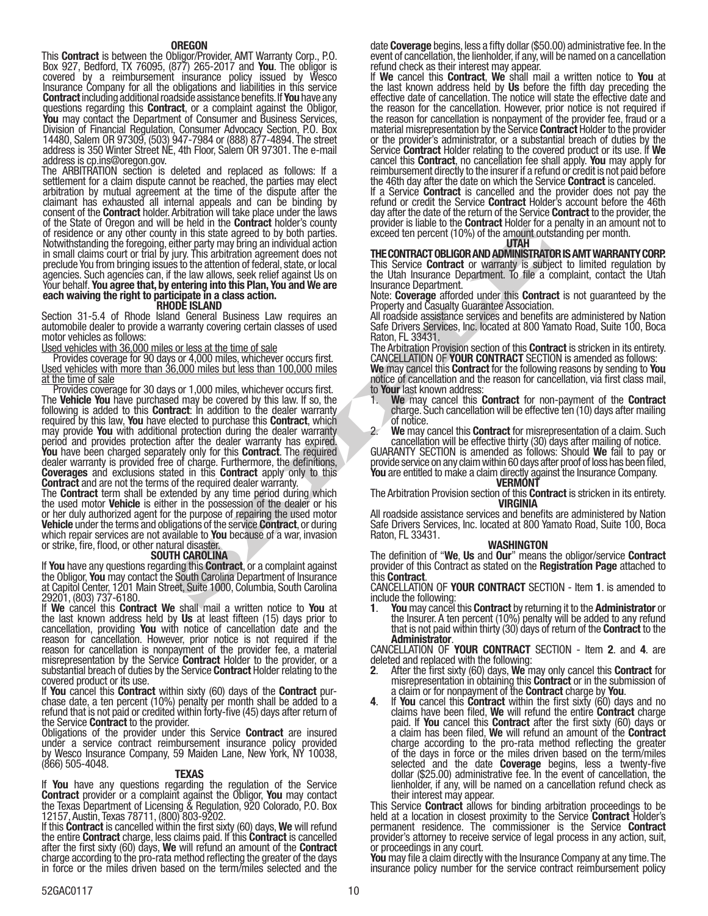## OREGON

This **Contract** is between the Obligor/Provider, AMT Warranty Corp., P.O. Box 927, Bedford, TX 76095, (877) 265-2017 and **You**. The obligor is covered by a reimbursement insurance policy issued by Wesco Insurance Company for all the obligations and liabilities in this service **Contract** including additional roadside assistance benefits. If **You** have any questions regarding this **Contract**, or a complaint against the Obligor, **You** may contact the Department of Consumer and Business Services, Division of Financial Regulation, Consumer Advocacy Section, P.O. Box 14480, Salem OR 97309, (503) 947-7984 or (888) 877-4894. The street address is 350 Winter Street NE, 4th Floor, Salem OR 97301. The e-mail address is cp.ins@oregon.gov.

The ARBITRATION section is deleted and replaced as follows: If a settlement for a claim dispute cannot be reached, the parties may elect arbitration by mutual agreement at the time of the dispute after the claimant has exhausted all internal appeals and can be binding by consent of the **Contract** holder. Arbitration will take place under the laws of the State of Oregon and will be held in the **Contract** holder's county of residence or any other county in this state agreed to by both parties. Notwithstanding the foregoing, either party may bring an individual action in small claims court or trial by jury. This arbitration agreement does not preclude You from bringing issues to the attention of federal, state, or local agencies. Such agencies can, if the law allows, seek relief against Us on Your behalf. **You agree that, by entering into this Plan, You and We are each waiving the right to participate in a class action.**

## RHODE ISLAND

Section 31-5.4 of Rhode Island General Business Law requires an automobile dealer to provide a warranty covering certain classes of used motor vehicles as follows:

Used vehicles with 36,000 miles or less at the time of sale

Provides coverage for 90 days or 4,000 miles, whichever occurs first.

Used vehicles with more than 36,000 miles but less than 100,000 miles at the time of sale

Provides coverage for 30 days or 1,000 miles, whichever occurs first.

The **Vehicle You** have purchased may be covered by this law. If so, the following is added to this **Contract**: In addition to the dealer warranty required by this law, **You** have elected to purchase this **Contract**, which may provide **You** with additional protection during the dealer warranty period and provides protection after the dealer warranty has expired. **You** have been charged separately only for this **Contract**. The required dealer warranty is provided free of charge. Furthermore, the definitions, **Coverages** and exclusions stated in this **Contract** apply only to this **Contract** and are not the terms of the required dealer warranty.

The **Contract** term shall be extended by any time period during which the used motor **Vehicle** is either in the possession of the dealer or his or her duly authorized agent for the purpose of repairing the used motor **Vehicle** under the terms and obligations of the service **Contract**, or during which repair services are not available to **You** because of a war, invasion or strike, fire, flood, or other natural disaster.

## SOUTH CAROLINA

If **You** have any questions regarding this **Contract**, or a complaint against the Obligor, **You** may contact the South Carolina Department of Insurance at Capitol Center, 1201 Main Street, Suite 1000, Columbia, South Carolina 29201, (803) 737-6180.

If **We** cancel this **Contract We** shall mail a written notice to **You** at the last known address held by **Us** at least fifteen (15) days prior to cancellation, providing **You** with notice of cancellation date and the reason for cancellation. However, prior notice is not required if the reason for cancellation is nonpayment of the provider fee, a material misrepresentation by the Service **Contract** Holder to the provider, or a substantial breach of duties by the Service **Contract** Holder relating to the covered product or its use.

If **You** cancel this **Contract** within sixty (60) days of the **Contract** purchase date, a ten percent (10%) penalty per month shall be added to a refund that is not paid or credited within forty-five (45) days after return of the Service **Contract** to the provider.

Obligations of the provider under this Service **Contract** are insured under a service contract reimbursement insurance policy provided by Wesco Insurance Company, 59 Maiden Lane, New York, NY 10038, (866) 505-4048.

## TEXAS

If **You** have any questions regarding the regulation of the Service **Contract** provider or a complaint against the Obligor, **You** may contact the Texas Department of Licensing & Regulation, 920 Colorado, P.O. Box 12157, Austin, Texas 78711, (800) 803-9202.

If this **Contract** is cancelled within the first sixty (60) days, **We** will refund the entire **Contract** charge, less claims paid. If this **Contract** is cancelled after the first sixty (60) days, **We** will refund an amount of the **Contract** charge according to the pro-rata method reflecting the greater of the days in force or the miles driven based on the term/miles selected and the date **Coverage** begins, less a fifty dollar ($50.00) administrative fee. In the event of cancellation, the lienholder, if any, will be named on a cancellation refund check as their interest may appear.

If **We** cancel this **Contract**, **We** shall mail a written notice to **You** at the last known address held by **Us** before the fifth day preceding the effective date of cancellation. The notice will state the effective date and the reason for the cancellation. However, prior notice is not required if the reason for cancellation is nonpayment of the provider fee, fraud or a material misrepresentation by the Service **Contract** Holder to the provider or the provider's administrator, or a substantial breach of duties by the Service **Contract** Holder relating to the covered product or its use. If **We** cancel this **Contract**, no cancellation fee shall apply. **You** may apply for reimbursement directly to the insurer if a refund or credit is not paid before the 46th day after the date on which the Service **Contract** is canceled.

If a Service **Contract** is cancelled and the provider does not pay the refund or credit the Service **Contract** Holder's account before the 46th day after the date of the return of the Service **Contract** to the provider, the provider is liable to the **Contract** Holder for a penalty in an amount not to exceed ten percent (10%) of the amount outstanding per month.

## UTAH

**THE CONTRACT OBLIGOR AND ADMINISTRATOR IS AMT WARRANTY CORP.**

This Service **Contract** or warranty is subject to limited regulation by the Utah Insurance Department. To file a complaint, contact the Utah Insurance Department.

Note: **Coverage** afforded under this **Contract** is not guaranteed by the Property and Casualty Guarantee Association.

All roadside assistance services and benefits are administered by Nation Safe Drivers Services, Inc. located at 800 Yamato Road, Suite 100, Boca Raton, FL 33431.

The Arbitration Provision section of this **Contract** is stricken in its entirety.

CANCELLATION OF **YOUR CONTRACT** SECTION is amended as follows:

**We** may cancel this **Contract** for the following reasons by sending to **You** notice of cancellation and the reason for cancellation, via first class mail, to **Your** last known address:

1. **We** may cancel this **Contract** for non-payment of the **Contract** charge. Such cancellation will be effective ten (10) days after mailing of notice.
2. **We** may cancel this **Contract** for misrepresentation of a claim. Such cancellation will be effective thirty (30) days after mailing of notice.

GUARANTY SECTION is amended as follows: Should **We** fail to pay or provide service on any claim within 60 days after proof of loss has been filed, **You** are entitled to make a claim directly against the Insurance Company.

## VERMONT

The Arbitration Provision section of this **Contract** is stricken in its entirety.

## VIRGINIA

All roadside assistance services and benefits are administered by Nation Safe Drivers Services, Inc. located at 800 Yamato Road, Suite 100, Boca Raton, FL 33431.

## WASHINGTON

The definition of "**We**, **Us** and **Our**" means the obligor/service **Contract** provider of this Contract as stated on the **Registration Page** attached to this **Contract**.

CANCELLATION OF **YOUR CONTRACT** SECTION - Item **1**. is amended to include the following:

**1**. **You** may cancel this **Contract** by returning it to the **Administrator** or the Insurer. A ten percent (10%) penalty will be added to any refund that is not paid within thirty (30) days of return of the **Contract** to the **Administrator**.

CANCELLATION OF **YOUR CONTRACT** SECTION - Item **2**. and **4**. are deleted and replaced with the following:

**2**. After the first sixty (60) days, **We** may only cancel this **Contract** for misrepresentation in obtaining this **Contract** or in the submission of a claim or for nonpayment of the **Contract** charge by **You**.

**4**. If **You** cancel this **Contract** within the first sixty (60) days and no claims have been filed, **We** will refund the entire **Contract** charge paid. If **You** cancel this **Contract** after the first sixty (60) days or a claim has been filed, **We** will refund an amount of the **Contract** charge according to the pro-rata method reflecting the greater of the days in force or the miles driven based on the term/miles selected and the date **Coverage** begins, less a twenty-five dollar ($25.00) administrative fee. In the event of cancellation, the lienholder, if any, will be named on a cancellation refund check as their interest may appear.

This Service **Contract** allows for binding arbitration proceedings to be held at a location in closest proximity to the Service **Contract** Holder's permanent residence. The commissioner is the Service **Contract** provider's attorney to receive service of legal process in any action, suit, or proceedings in any court.

**You** may file a claim directly with the Insurance Company at any time. The insurance policy number for the service contract reimbursement policy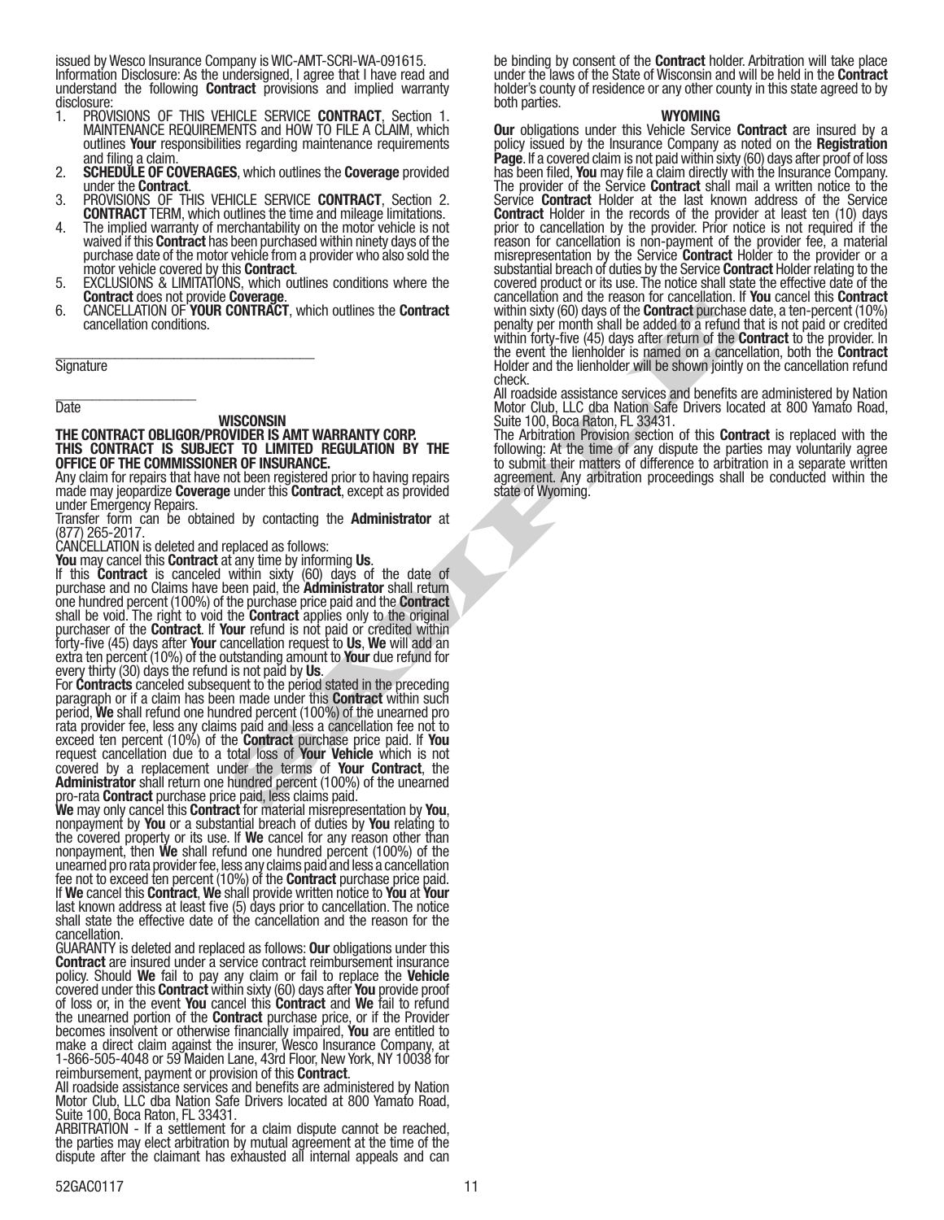issued by Wesco Insurance Company is WIC-AMT-SCRI-WA-091615.

Information Disclosure: As the undersigned, I agree that I have read and understand the following **Contract** provisions and implied warranty disclosure:

1. PROVISIONS OF THIS VEHICLE SERVICE **CONTRACT**, Section 1. MAINTENANCE REQUIREMENTS and HOW TO FILE A CLAIM, which outlines **Your** responsibilities regarding maintenance requirements and filing a claim.
2. **SCHEDULE OF COVERAGES**, which outlines the **Coverage** provided under the **Contract**.
3. PROVISIONS OF THIS VEHICLE SERVICE **CONTRACT**, Section 2. **CONTRACT** TERM, which outlines the time and mileage limitations.
4. The implied warranty of merchantability on the motor vehicle is not waived if this **Contract** has been purchased within ninety days of the purchase date of the motor vehicle from a provider who also sold the motor vehicle covered by this **Contract**.
5. EXCLUSIONS & LIMITATIONS, which outlines conditions where the **Contract** does not provide **Coverage**.
6. CANCELLATION OF **YOUR CONTRACT**, which outlines the **Contract** cancellation conditions.

\_\_\_\_\_\_\_\_\_\_\_\_\_\_\_\_\_\_\_\_\_\_\_\_\_\_\_\_\_\_\_\_\_\_\_\_
Signature

\_\_\_\_\_\_\_\_\_\_\_\_\_\_\_\_\_\_\_\_
Date

## WISCONSIN

**THE CONTRACT OBLIGOR/PROVIDER IS AMT WARRANTY CORP.**
**THIS CONTRACT IS SUBJECT TO LIMITED REGULATION BY THE OFFICE OF THE COMMISSIONER OF INSURANCE.**

Any claim for repairs that have not been registered prior to having repairs made may jeopardize **Coverage** under this **Contract**, except as provided under Emergency Repairs.

Transfer form can be obtained by contacting the **Administrator** at (877) 265-2017.

CANCELLATION is deleted and replaced as follows:

**You** may cancel this **Contract** at any time by informing **Us**.

If this **Contract** is canceled within sixty (60) days of the date of purchase and no Claims have been paid, the **Administrator** shall return one hundred percent (100%) of the purchase price paid and the **Contract** shall be void. The right to void the **Contract** applies only to the original purchaser of the **Contract**. If **Your** refund is not paid or credited within forty-five (45) days after **Your** cancellation request to **Us**, **We** will add an extra ten percent (10%) of the outstanding amount to **Your** due refund for every thirty (30) days the refund is not paid by **Us**.

For **Contracts** canceled subsequent to the period stated in the preceding paragraph or if a claim has been made under this **Contract** within such period, **We** shall refund one hundred percent (100%) of the unearned pro rata provider fee, less any claims paid and less a cancellation fee not to exceed ten percent (10%) of the **Contract** purchase price paid. If **You** request cancellation due to a total loss of **Your Vehicle** which is not covered by a replacement under the terms of **Your Contract**, the **Administrator** shall return one hundred percent (100%) of the unearned pro-rata **Contract** purchase price paid, less claims paid.

**We** may only cancel this **Contract** for material misrepresentation by **You**, nonpayment by **You** or a substantial breach of duties by **You** relating to the covered property or its use. If **We** cancel for any reason other than nonpayment, then **We** shall refund one hundred percent (100%) of the unearned pro rata provider fee, less any claims paid and less a cancellation fee not to exceed ten percent (10%) of the **Contract** purchase price paid. If **We** cancel this **Contract**, **We** shall provide written notice to **You** at **Your** last known address at least five (5) days prior to cancellation. The notice shall state the effective date of the cancellation and the reason for the cancellation.

GUARANTY is deleted and replaced as follows: **Our** obligations under this **Contract** are insured under a service contract reimbursement insurance policy. Should **We** fail to pay any claim or fail to replace the **Vehicle** covered under this **Contract** within sixty (60) days after **You** provide proof of loss or, in the event **You** cancel this **Contract** and **We** fail to refund the unearned portion of the **Contract** purchase price, or if the Provider becomes insolvent or otherwise financially impaired, **You** are entitled to make a direct claim against the insurer, Wesco Insurance Company, at 1-866-505-4048 or 59 Maiden Lane, 43rd Floor, New York, NY 10038 for reimbursement, payment or provision of this **Contract**.

All roadside assistance services and benefits are administered by Nation Motor Club, LLC dba Nation Safe Drivers located at 800 Yamato Road, Suite 100, Boca Raton, FL 33431.

ARBITRATION - If a settlement for a claim dispute cannot be reached, the parties may elect arbitration by mutual agreement at the time of the dispute after the claimant has exhausted all internal appeals and can be binding by consent of the **Contract** holder. Arbitration will take place under the laws of the State of Wisconsin and will be held in the **Contract** holder's county of residence or any other county in this state agreed to by both parties.

## WYOMING

**Our** obligations under this Vehicle Service **Contract** are insured by a policy issued by the Insurance Company as noted on the **Registration Page**. If a covered claim is not paid within sixty (60) days after proof of loss has been filed, **You** may file a claim directly with the Insurance Company. The provider of the Service **Contract** shall mail a written notice to the Service **Contract** Holder at the last known address of the Service **Contract** Holder in the records of the provider at least ten (10) days prior to cancellation by the provider. Prior notice is not required if the reason for cancellation is non-payment of the provider fee, a material misrepresentation by the Service **Contract** Holder to the provider or a substantial breach of duties by the Service **Contract** Holder relating to the covered product or its use. The notice shall state the effective date of the cancellation and the reason for cancellation. If **You** cancel this **Contract** within sixty (60) days of the **Contract** purchase date, a ten-percent (10%) penalty per month shall be added to a refund that is not paid or credited within forty-five (45) days after return of the **Contract** to the provider. In the event the lienholder is named on a cancellation, both the **Contract** Holder and the lienholder will be shown jointly on the cancellation refund check.

All roadside assistance services and benefits are administered by Nation Motor Club, LLC dba Nation Safe Drivers located at 800 Yamato Road, Suite 100, Boca Raton, FL 33431.

The Arbitration Provision section of this **Contract** is replaced with the following: At the time of any dispute the parties may voluntarily agree to submit their matters of difference to arbitration in a separate written agreement. Any arbitration proceedings shall be conducted within the state of Wyoming.

52GAC0117